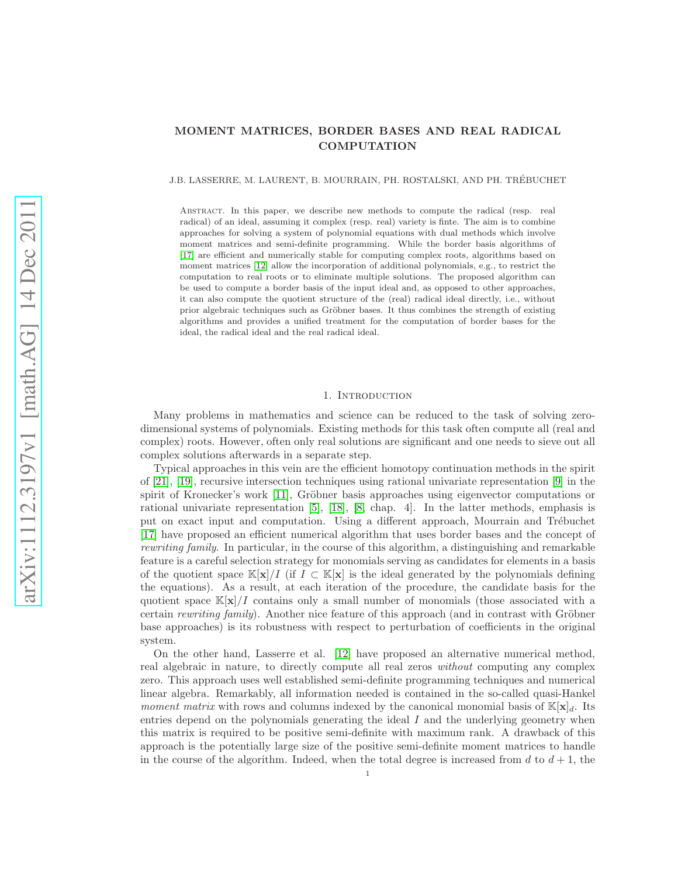# MOMENT MATRICES, BORDER BASES AND REAL RADICAL COMPUTATION

J.B. LASSERRE, M. LAURENT, B. MOURRAIN, PH. ROSTALSKI, AND PH. TRÉBUCHET

Abstract. In this paper, we describe new methods to compute the radical (resp. real radical) of an ideal, assuming it complex (resp. real) variety is finte. The aim is to combine approaches for solving a system of polynomial equations with dual methods which involve moment matrices and semi-definite programming. While the border basis algorithms of [17] are efficient and numerically stable for computing complex roots, algorithms based on moment matrices [12] allow the incorporation of additional polynomials, e.g., to restrict the computation to real roots or to eliminate multiple solutions. The proposed algorithm can be used to compute a border basis of the input ideal and, as opposed to other approaches, it can also compute the quotient structure of the (real) radical ideal directly, i.e., without prior algebraic techniques such as Gröbner bases. It thus combines the strength of existing algorithms and provides a unified treatment for the computation of border bases for the ideal, the radical ideal and the real radical ideal.

## 1. Introduction

Many problems in mathematics and science can be reduced to the task of solving zero-dimensional systems of polynomials. Existing methods for this task often compute all (real and complex) roots. However, often only real solutions are significant and one needs to sieve out all complex solutions afterwards in a separate step.

Typical approaches in this vein are the efficient homotopy continuation methods in the spirit of [21], [19], recursive intersection techniques using rational univariate representation [9] in the spirit of Kronecker's work [11], Gröbner basis approaches using eigenvector computations or rational univariate representation [5], [18], [8, chap. 4]. In the latter methods, emphasis is put on exact input and computation. Using a different approach, Mourrain and Trébuchet [17] have proposed an efficient numerical algorithm that uses border bases and the concept of *rewriting family*. In particular, in the course of this algorithm, a distinguishing and remarkable feature is a careful selection strategy for monomials serving as candidates for elements in a basis of the quotient space $\mathbb{K}[\mathbf{x}]/I$ (if $I \subset \mathbb{K}[\mathbf{x}]$ is the ideal generated by the polynomials defining the equations). As a result, at each iteration of the procedure, the candidate basis for the quotient space $\mathbb{K}[\mathbf{x}]/I$ contains only a small number of monomials (those associated with a certain *rewriting family*). Another nice feature of this approach (and in contrast with Gröbner base approaches) is its robustness with respect to perturbation of coefficients in the original system.

On the other hand, Lasserre et al. [12] have proposed an alternative numerical method, real algebraic in nature, to directly compute all real zeros *without* computing any complex zero. This approach uses well established semi-definite programming techniques and numerical linear algebra. Remarkably, all information needed is contained in the so-called quasi-Hankel *moment matrix* with rows and columns indexed by the canonical monomial basis of $\mathbb{K}[\mathbf{x}]_d$. Its entries depend on the polynomials generating the ideal $I$ and the underlying geometry when this matrix is required to be positive semi-definite with maximum rank. A drawback of this approach is the potentially large size of the positive semi-definite moment matrices to handle in the course of the algorithm. Indeed, when the total degree is increased from $d$ to $d+1$, the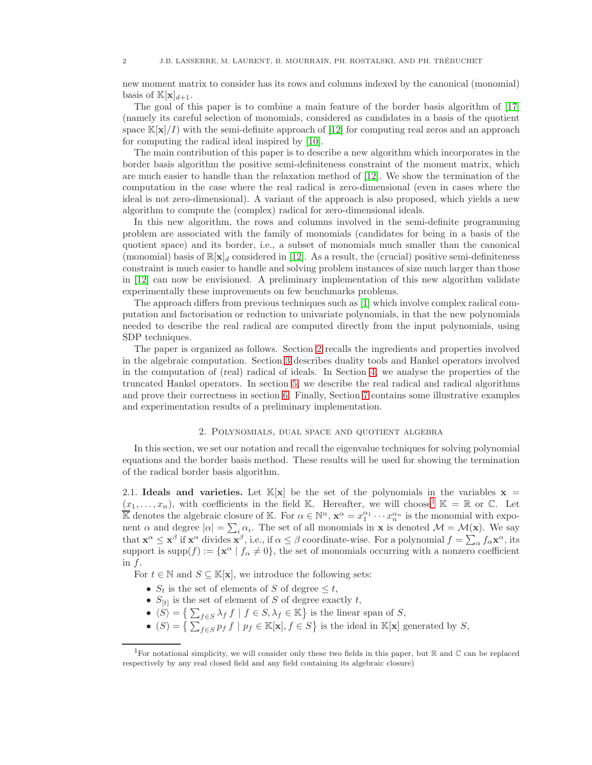new moment matrix to consider has its rows and columns indexed by the canonical (monomial) basis of $\mathbb{K}[\mathbf{x}]_{d+1}$.

The goal of this paper is to combine a main feature of the border basis algorithm of [17] (namely its careful selection of monomials, considered as candidates in a basis of the quotient space $\mathbb{K}[\mathbf{x}]/I$) with the semi-definite approach of [12] for computing real zeros and an approach for computing the radical ideal inspired by [10].

The main contribution of this paper is to describe a new algorithm which incorporates in the border basis algorithm the positive semi-definiteness constraint of the moment matrix, which are much easier to handle than the relaxation method of [12]. We show the termination of the computation in the case where the real radical is zero-dimensional (even in cases where the ideal is not zero-dimensional). A variant of the approach is also proposed, which yields a new algorithm to compute the (complex) radical for zero-dimensional ideals.

In this new algorithm, the rows and columns involved in the semi-definite programming problem are associated with the family of monomials (candidates for being in a basis of the quotient space) and its border, i.e., a subset of monomials much smaller than the canonical (monomial) basis of $\mathbb{R}[\mathbf{x}]_d$ considered in [12]. As a result, the (crucial) positive semi-definiteness constraint is much easier to handle and solving problem instances of size much larger than those in [12] can now be envisioned. A preliminary implementation of this new algorithm validate experimentally these improvements on few benchmarks problems.

The approach differs from previous techniques such as [1] which involve complex radical computation and factorisation or reduction to univariate polynomials, in that the new polynomials needed to describe the real radical are computed directly from the input polynomials, using SDP techniques.

The paper is organized as follows. Section 2 recalls the ingredients and properties involved in the algebraic computation. Section 3 describes duality tools and Hankel operators involved in the computation of (real) radical of ideals. In Section 4, we analyse the properties of the truncated Hankel operators. In section 5, we describe the real radical and radical algorithms and prove their correctness in section 6. Finally, Section 7 contains some illustrative examples and experimentation results of a preliminary implementation.

## 2. Polynomials, dual space and quotient algebra

In this section, we set our notation and recall the eigenvalue techniques for solving polynomial equations and the border basis method. These results will be used for showing the termination of the radical border basis algorithm.

**2.1. Ideals and varieties.** Let $\mathbb{K}[\mathbf{x}]$ be the set of the polynomials in the variables $\mathbf{x} = (x_1, \ldots, x_n)$, with coefficients in the field $\mathbb{K}$. Hereafter, we will choose[1] $\mathbb{K} = \mathbb{R}$ or $\mathbb{C}$. Let $\overline{\mathbb{K}}$ denotes the algebraic closure of $\mathbb{K}$. For $\alpha \in \mathbb{N}^n$, $\mathbf{x}^\alpha = x_1^{\alpha_1} \cdots x_n^{\alpha_n}$ is the monomial with exponent $\alpha$ and degree $|\alpha| = \sum_i \alpha_i$. The set of all monomials in $\mathbf{x}$ is denoted $\mathcal{M} = \mathcal{M}(\mathbf{x})$. We say that $\mathbf{x}^\alpha \leq \mathbf{x}^\beta$ if $\mathbf{x}^\alpha$ divides $\mathbf{x}^\beta$, i.e., if $\alpha \leq \beta$ coordinate-wise. For a polynomial $f = \sum_\alpha f_\alpha \mathbf{x}^\alpha$, its support is $\mathrm{supp}(f) := \{\mathbf{x}^\alpha \mid f_\alpha \neq 0\}$, the set of monomials occurring with a nonzero coefficient in $f$.

For $t \in \mathbb{N}$ and $S \subseteq \mathbb{K}[\mathbf{x}]$, we introduce the following sets:

- $S_t$ is the set of elements of $S$ of degree $\leq t$,
- $S_{[t]}$ is the set of element of $S$ of degree exactly $t$,
- $\langle S \rangle = \left\{ \sum_{f \in S} \lambda_f \, f \mid f \in S, \lambda_f \in \mathbb{K} \right\}$ is the linear span of $S$,
- $(S) = \left\{ \sum_{f \in S} p_f \, f \mid p_f \in \mathbb{K}[\mathbf{x}], f \in S \right\}$ is the ideal in $\mathbb{K}[\mathbf{x}]$ generated by $S$,

[1] For notational simplicity, we will consider only these two fields in this paper, but $\mathbb{R}$ and $\mathbb{C}$ can be replaced respectively by any real closed field and any field containing its algebraic closure)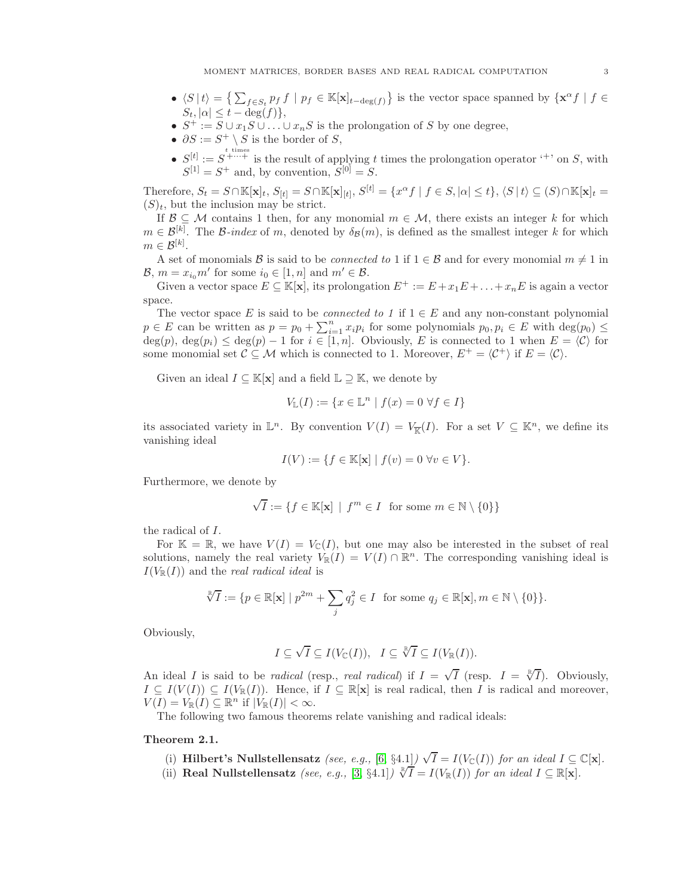- $\langle S \,|\, t\rangle = \left\{ \sum_{f\in S_t} p_f\, f \mid p_f \in \mathbb{K}[\mathbf{x}]_{t-\deg(f)} \right\}$ is the vector space spanned by $\{\mathbf{x}^\alpha f \mid f \in S_t, |\alpha| \le t - \deg(f)\}$,
- $S^+ := S \cup x_1 S \cup \ldots \cup x_n S$ is the prolongation of $S$ by one degree,
- $\partial S := S^+ \setminus S$ is the border of $S$,
- $S^{[t]} := S^{\overset{t \text{ times}}{+\cdots+}}$ is the result of applying $t$ times the prolongation operator '$+$' on $S$, with $S^{[1]} = S^+$ and, by convention, $S^{[0]} = S$.

Therefore, $S_t = S \cap \mathbb{K}[\mathbf{x}]_t$, $S_{[t]} = S \cap \mathbb{K}[\mathbf{x}]_{[t]}$, $S^{[t]} = \{x^\alpha f \mid f \in S, |\alpha| \le t\}$, $\langle S \,|\, t\rangle \subseteq (S) \cap \mathbb{K}[\mathbf{x}]_t = (S)_t$, but the inclusion may be strict.

If $\mathcal{B} \subseteq \mathcal{M}$ contains 1 then, for any monomial $m \in \mathcal{M}$, there exists an integer $k$ for which $m \in \mathcal{B}^{[k]}$. The $\mathcal{B}$-*index* of $m$, denoted by $\delta_{\mathcal{B}}(m)$, is defined as the smallest integer $k$ for which $m \in \mathcal{B}^{[k]}$.

A set of monomials $\mathcal{B}$ is said to be *connected to* 1 if $1 \in \mathcal{B}$ and for every monomial $m \neq 1$ in $\mathcal{B}$, $m = x_{i_0} m'$ for some $i_0 \in [1, n]$ and $m' \in \mathcal{B}$.

Given a vector space $E \subseteq \mathbb{K}[\mathbf{x}]$, its prolongation $E^+ := E + x_1 E + \ldots + x_n E$ is again a vector space.

The vector space $E$ is said to be *connected to 1* if $1 \in E$ and any non-constant polynomial $p \in E$ can be written as $p = p_0 + \sum_{i=1}^n x_i p_i$ for some polynomials $p_0, p_i \in E$ with $\deg(p_0) \le \deg(p)$, $\deg(p_i) \le \deg(p) - 1$ for $i \in [1, n]$. Obviously, $E$ is connected to 1 when $E = \langle \mathcal{C} \rangle$ for some monomial set $\mathcal{C} \subseteq \mathcal{M}$ which is connected to 1. Moreover, $E^+ = \langle \mathcal{C}^+ \rangle$ if $E = \langle \mathcal{C} \rangle$.

Given an ideal $I \subseteq \mathbb{K}[\mathbf{x}]$ and a field $\mathbb{L} \supseteq \mathbb{K}$, we denote by

$$V_{\mathbb{L}}(I) := \{x \in \mathbb{L}^n \mid f(x) = 0 \ \forall f \in I\}$$

its associated variety in $\mathbb{L}^n$. By convention $V(I) = V_{\overline{\mathbb{K}}}(I)$. For a set $V \subseteq \mathbb{K}^n$, we define its vanishing ideal

$$I(V) := \{f \in \mathbb{K}[\mathbf{x}] \mid f(v) = 0 \ \forall v \in V\}.$$

Furthermore, we denote by

$$\sqrt{I} := \{f \in \mathbb{K}[\mathbf{x}] \mid f^m \in I \ \text{ for some } m \in \mathbb{N} \setminus \{0\}\}$$

the radical of $I$.

For $\mathbb{K} = \mathbb{R}$, we have $V(I) = V_{\mathbb{C}}(I)$, but one may also be interested in the subset of real solutions, namely the real variety $V_{\mathbb{R}}(I) = V(I) \cap \mathbb{R}^n$. The corresponding vanishing ideal is $I(V_{\mathbb{R}}(I))$ and the *real radical ideal* is

$$\sqrt[\mathbb{R}]{I} := \{p \in \mathbb{R}[\mathbf{x}] \mid p^{2m} + \sum_j q_j^2 \in I \ \text{ for some } q_j \in \mathbb{R}[\mathbf{x}], m \in \mathbb{N} \setminus \{0\}\}.$$

Obviously,

$$I \subseteq \sqrt{I} \subseteq I(V_{\mathbb{C}}(I)), \quad I \subseteq \sqrt[\mathbb{R}]{I} \subseteq I(V_{\mathbb{R}}(I)).$$

An ideal $I$ is said to be *radical* (resp., *real radical*) if $I = \sqrt{I}$ (resp. $I = \sqrt[\mathbb{R}]{I}$). Obviously, $I \subseteq I(V(I)) \subseteq I(V_{\mathbb{R}}(I))$. Hence, if $I \subseteq \mathbb{R}[\mathbf{x}]$ is real radical, then $I$ is radical and moreover, $V(I) = V_{\mathbb{R}}(I) \subseteq \mathbb{R}^n$ if $|V_{\mathbb{R}}(I)| < \infty$.

The following two famous theorems relate vanishing and radical ideals:

**Theorem 2.1.**

(i) **Hilbert's Nullstellensatz** *(see, e.g., [6, §4.1])* $\sqrt{I} = I(V_{\mathbb{C}}(I))$ *for an ideal* $I \subseteq \mathbb{C}[\mathbf{x}]$.

(ii) **Real Nullstellensatz** *(see, e.g., [3, §4.1])* $\sqrt[\mathbb{R}]{I} = I(V_{\mathbb{R}}(I))$ *for an ideal* $I \subseteq \mathbb{R}[\mathbf{x}]$.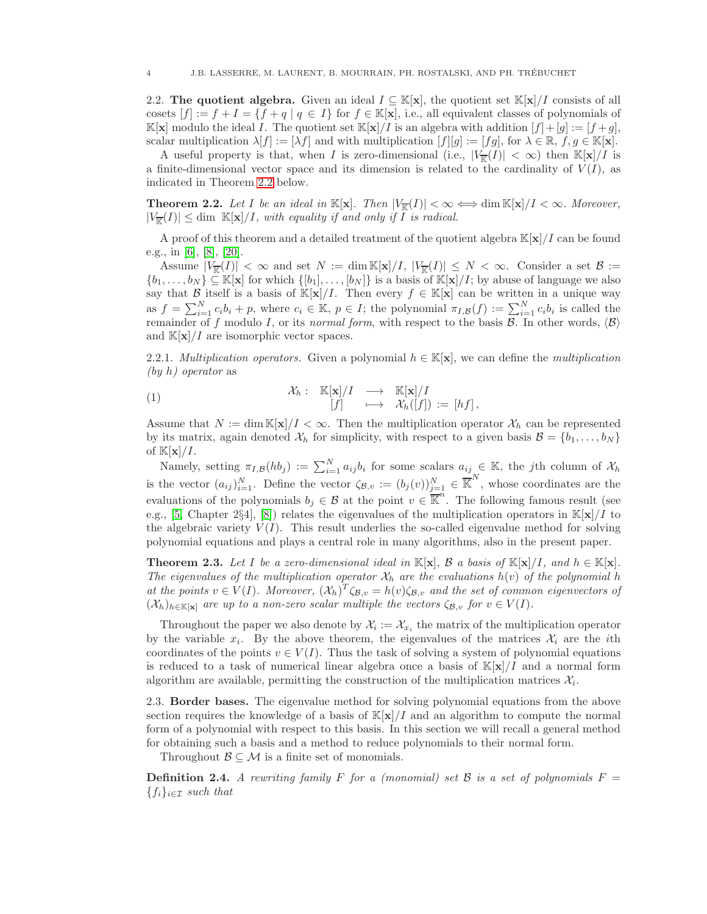2.2. **The quotient algebra.** Given an ideal $I \subseteq \mathbb{K}[\mathbf{x}]$, the quotient set $\mathbb{K}[\mathbf{x}]/I$ consists of all cosets $[f] := f + I = \{f + q \mid q \in I\}$ for $f \in \mathbb{K}[\mathbf{x}]$, i.e., all equivalent classes of polynomials of $\mathbb{K}[\mathbf{x}]$ modulo the ideal $I$. The quotient set $\mathbb{K}[\mathbf{x}]/I$ is an algebra with addition $[f]+[g] := [f+g]$, scalar multiplication $\lambda[f] := [\lambda f]$ and with multiplication $[f][g] := [fg]$, for $\lambda \in \mathbb{R}$, $f, g \in \mathbb{K}[\mathbf{x}]$.

A useful property is that, when $I$ is zero-dimensional (i.e., $|V_{\overline{\mathbb{K}}}(I)| < \infty$) then $\mathbb{K}[\mathbf{x}]/I$ is a finite-dimensional vector space and its dimension is related to the cardinality of $V(I)$, as indicated in Theorem 2.2 below.

**Theorem 2.2.** *Let $I$ be an ideal in $\mathbb{K}[\mathbf{x}]$. Then $|V_{\overline{\mathbb{K}}}(I)| < \infty \Longleftrightarrow \dim \mathbb{K}[\mathbf{x}]/I < \infty$. Moreover, $|V_{\overline{\mathbb{K}}}(I)| \leq \dim\ \mathbb{K}[\mathbf{x}]/I$, with equality if and only if $I$ is radical.*

A proof of this theorem and a detailed treatment of the quotient algebra $\mathbb{K}[\mathbf{x}]/I$ can be found e.g., in [6], [8], [20].

Assume $|V_{\overline{\mathbb{K}}}(I)| < \infty$ and set $N := \dim \mathbb{K}[\mathbf{x}]/I$, $|V_{\overline{\mathbb{K}}}(I)| \leq N < \infty$. Consider a set $\mathcal{B} := \{b_1, \ldots, b_N\} \subseteq \mathbb{K}[\mathbf{x}]$ for which $\{[b_1], \ldots, [b_N]\}$ is a basis of $\mathbb{K}[\mathbf{x}]/I$; by abuse of language we also say that $\mathcal{B}$ itself is a basis of $\mathbb{K}[\mathbf{x}]/I$. Then every $f \in \mathbb{K}[\mathbf{x}]$ can be written in a unique way as $f = \sum_{i=1}^{N} c_i b_i + p$, where $c_i \in \mathbb{K}$, $p \in I$; the polynomial $\pi_{I,\mathcal{B}}(f) := \sum_{i=1}^{N} c_i b_i$ is called the remainder of $f$ modulo $I$, or its *normal form*, with respect to the basis $\mathcal{B}$. In other words, $\langle \mathcal{B} \rangle$ and $\mathbb{K}[\mathbf{x}]/I$ are isomorphic vector spaces.

2.2.1. *Multiplication operators.* Given a polynomial $h \in \mathbb{K}[\mathbf{x}]$, we can define the *multiplication (by h) operator* as

$$
\begin{array}{rccl}
\mathcal{X}_h : & \mathbb{K}[\mathbf{x}]/I & \longrightarrow & \mathbb{K}[\mathbf{x}]/I \\
 & [f] & \longmapsto & \mathcal{X}_h([f]) := [hf]\,,
\end{array}
\tag{1}
$$

Assume that $N := \dim \mathbb{K}[\mathbf{x}]/I < \infty$. Then the multiplication operator $\mathcal{X}_h$ can be represented by its matrix, again denoted $\mathcal{X}_h$ for simplicity, with respect to a given basis $\mathcal{B} = \{b_1, \ldots, b_N\}$ of $\mathbb{K}[\mathbf{x}]/I$.

Namely, setting $\pi_{I,\mathcal{B}}(hb_j) := \sum_{i=1}^{N} a_{ij} b_i$ for some scalars $a_{ij} \in \mathbb{K}$, the $j$th column of $\mathcal{X}_h$ is the vector $(a_{ij})_{i=1}^{N}$. Define the vector $\zeta_{\mathcal{B},v} := (b_j(v))_{j=1}^{N} \in \overline{\mathbb{K}}^N$, whose coordinates are the evaluations of the polynomials $b_j \in \mathcal{B}$ at the point $v \in \overline{\mathbb{K}}^n$. The following famous result (see e.g., [5, Chapter 2§4], [8]) relates the eigenvalues of the multiplication operators in $\mathbb{K}[\mathbf{x}]/I$ to the algebraic variety $V(I)$. This result underlies the so-called eigenvalue method for solving polynomial equations and plays a central role in many algorithms, also in the present paper.

**Theorem 2.3.** *Let $I$ be a zero-dimensional ideal in $\mathbb{K}[\mathbf{x}]$, $\mathcal{B}$ a basis of $\mathbb{K}[\mathbf{x}]/I$, and $h \in \mathbb{K}[\mathbf{x}]$. The eigenvalues of the multiplication operator $\mathcal{X}_h$ are the evaluations $h(v)$ of the polynomial $h$ at the points $v \in V(I)$. Moreover, $(\mathcal{X}_h)^T \zeta_{\mathcal{B},v} = h(v)\zeta_{\mathcal{B},v}$ and the set of common eigenvectors of $(\mathcal{X}_h)_{h \in \mathbb{K}[\mathbf{x}]}$ are up to a non-zero scalar multiple the vectors $\zeta_{\mathcal{B},v}$ for $v \in V(I)$.*

Throughout the paper we also denote by $\mathcal{X}_i := \mathcal{X}_{x_i}$ the matrix of the multiplication operator by the variable $x_i$. By the above theorem, the eigenvalues of the matrices $\mathcal{X}_i$ are the $i$th coordinates of the points $v \in V(I)$. Thus the task of solving a system of polynomial equations is reduced to a task of numerical linear algebra once a basis of $\mathbb{K}[\mathbf{x}]/I$ and a normal form algorithm are available, permitting the construction of the multiplication matrices $\mathcal{X}_i$.

2.3. **Border bases.** The eigenvalue method for solving polynomial equations from the above section requires the knowledge of a basis of $\mathbb{K}[\mathbf{x}]/I$ and an algorithm to compute the normal form of a polynomial with respect to this basis. In this section we will recall a general method for obtaining such a basis and a method to reduce polynomials to their normal form.

Throughout $\mathcal{B} \subseteq \mathcal{M}$ is a finite set of monomials.

**Definition 2.4.** *A rewriting family $F$ for a (monomial) set $\mathcal{B}$ is a set of polynomials $F = \{f_i\}_{i \in \mathcal{I}}$ such that*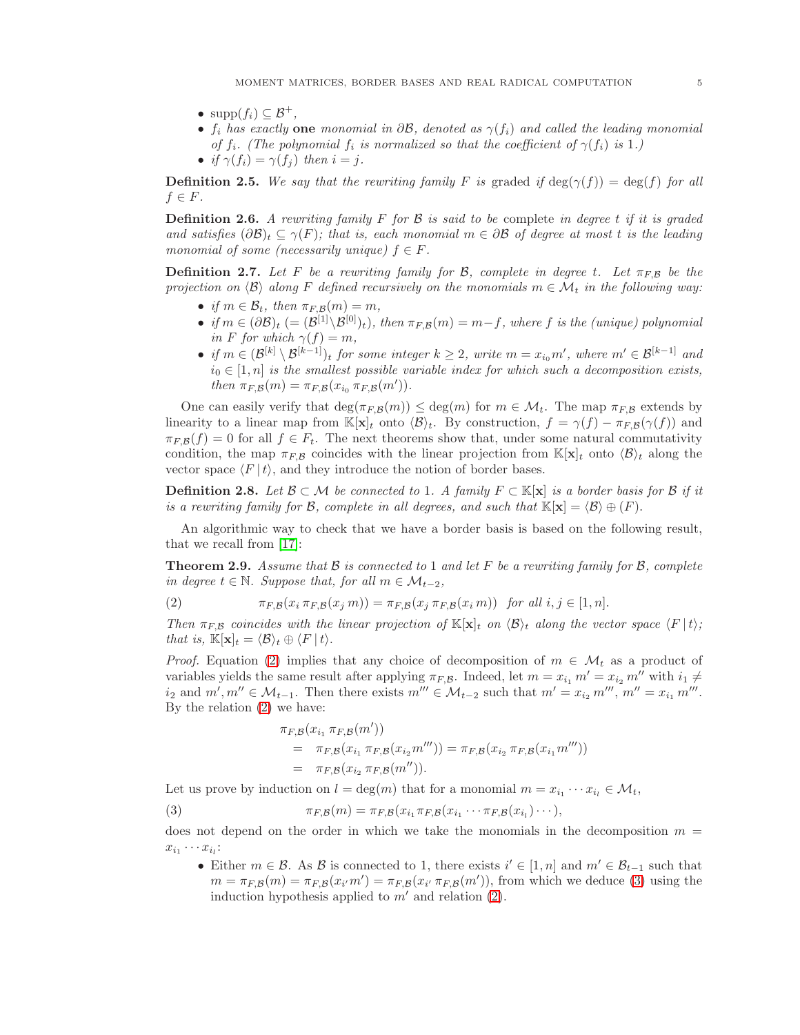- $\mathrm{supp}(f_i) \subseteq \mathcal{B}^+$,
- $f_i$ *has exactly* **one** *monomial in* $\partial\mathcal{B}$*, denoted as* $\gamma(f_i)$ *and called the leading monomial of* $f_i$*. (The polynomial* $f_i$ *is normalized so that the coefficient of* $\gamma(f_i)$ *is* 1*.)*
- *if* $\gamma(f_i) = \gamma(f_j)$ *then* $i = j$.

**Definition 2.5.** *We say that the rewriting family* $F$ *is* graded *if* $\deg(\gamma(f)) = \deg(f)$ *for all* $f \in F$.

**Definition 2.6.** *A rewriting family* $F$ *for* $\mathcal{B}$ *is said to be* complete *in degree* $t$ *if it is graded and satisfies* $(\partial\mathcal{B})_t \subseteq \gamma(F)$*; that is, each monomial* $m \in \partial\mathcal{B}$ *of degree at most* $t$ *is the leading monomial of some (necessarily unique)* $f \in F$.

**Definition 2.7.** *Let* $F$ *be a rewriting family for* $\mathcal{B}$*, complete in degree* $t$*. Let* $\pi_{F,\mathcal{B}}$ *be the projection on* $\langle\mathcal{B}\rangle$ *along* $F$ *defined recursively on the monomials* $m \in \mathcal{M}_t$ *in the following way:*

- *if* $m \in \mathcal{B}_t$*, then* $\pi_{F,\mathcal{B}}(m) = m$,
- *if* $m \in (\partial\mathcal{B})_t$ $(= (\mathcal{B}^{[1]} \setminus \mathcal{B}^{[0]})_t)$*, then* $\pi_{F,\mathcal{B}}(m) = m - f$*, where* $f$ *is the (unique) polynomial in* $F$ *for which* $\gamma(f) = m$,
- *if* $m \in (\mathcal{B}^{[k]} \setminus \mathcal{B}^{[k-1]})_t$ *for some integer* $k \geq 2$*, write* $m = x_{i_0} m'$*, where* $m' \in \mathcal{B}^{[k-1]}$ *and* $i_0 \in [1, n]$ *is the smallest possible variable index for which such a decomposition exists, then* $\pi_{F,\mathcal{B}}(m) = \pi_{F,\mathcal{B}}(x_{i_0}\, \pi_{F,\mathcal{B}}(m'))$.

One can easily verify that $\deg(\pi_{F,\mathcal{B}}(m)) \leq \deg(m)$ for $m \in \mathcal{M}_t$. The map $\pi_{F,\mathcal{B}}$ extends by linearity to a linear map from $\mathbb{K}[\mathbf{x}]_t$ onto $\langle\mathcal{B}\rangle_t$. By construction, $f = \gamma(f) - \pi_{F,\mathcal{B}}(\gamma(f))$ and $\pi_{F,\mathcal{B}}(f) = 0$ for all $f \in F_t$. The next theorems show that, under some natural commutativity condition, the map $\pi_{F,\mathcal{B}}$ coincides with the linear projection from $\mathbb{K}[\mathbf{x}]_t$ onto $\langle\mathcal{B}\rangle_t$ along the vector space $\langle F \,|\, t\rangle$, and they introduce the notion of border bases.

**Definition 2.8.** *Let* $\mathcal{B} \subset \mathcal{M}$ *be connected to* 1*. A family* $F \subset \mathbb{K}[\mathbf{x}]$ *is a border basis for* $\mathcal{B}$ *if it is a rewriting family for* $\mathcal{B}$*, complete in all degrees, and such that* $\mathbb{K}[\mathbf{x}] = \langle\mathcal{B}\rangle \oplus (F)$.

An algorithmic way to check that we have a border basis is based on the following result, that we recall from [17]:

**Theorem 2.9.** *Assume that* $\mathcal{B}$ *is connected to* 1 *and let* $F$ *be a rewriting family for* $\mathcal{B}$*, complete in degree* $t \in \mathbb{N}$*. Suppose that, for all* $m \in \mathcal{M}_{t-2}$,

$$\pi_{F,\mathcal{B}}(x_i\, \pi_{F,\mathcal{B}}(x_j\, m)) = \pi_{F,\mathcal{B}}(x_j\, \pi_{F,\mathcal{B}}(x_i\, m)) \quad \text{for all } i, j \in [1, n]. \tag{2}$$

*Then* $\pi_{F,\mathcal{B}}$ *coincides with the linear projection of* $\mathbb{K}[\mathbf{x}]_t$ *on* $\langle\mathcal{B}\rangle_t$ *along the vector space* $\langle F \,|\, t\rangle$*; that is,* $\mathbb{K}[\mathbf{x}]_t = \langle\mathcal{B}\rangle_t \oplus \langle F \,|\, t\rangle$.

*Proof.* Equation (2) implies that any choice of decomposition of $m \in \mathcal{M}_t$ as a product of variables yields the same result after applying $\pi_{F,\mathcal{B}}$. Indeed, let $m = x_{i_1}\, m' = x_{i_2}\, m''$ with $i_1 \neq i_2$ and $m', m'' \in \mathcal{M}_{t-1}$. Then there exists $m''' \in \mathcal{M}_{t-2}$ such that $m' = x_{i_2}\, m'''$, $m'' = x_{i_1}\, m'''$. By the relation (2) we have:

$$\begin{aligned}
&\pi_{F,\mathcal{B}}(x_{i_1}\, \pi_{F,\mathcal{B}}(m')) \\
&= \pi_{F,\mathcal{B}}(x_{i_1}\, \pi_{F,\mathcal{B}}(x_{i_2} m''')) = \pi_{F,\mathcal{B}}(x_{i_2}\, \pi_{F,\mathcal{B}}(x_{i_1} m''')) \\
&= \pi_{F,\mathcal{B}}(x_{i_2}\, \pi_{F,\mathcal{B}}(m'')).
\end{aligned}$$

Let us prove by induction on $l = \deg(m)$ that for a monomial $m = x_{i_1} \cdots x_{i_l} \in \mathcal{M}_t$,

$$\pi_{F,\mathcal{B}}(m) = \pi_{F,\mathcal{B}}(x_{i_1} \pi_{F,\mathcal{B}}(x_{i_1} \cdots \pi_{F,\mathcal{B}}(x_{i_l}) \cdots), \tag{3}$$

does not depend on the order in which we take the monomials in the decomposition $m = x_{i_1} \cdots x_{i_l}$:

- Either $m \in \mathcal{B}$. As $\mathcal{B}$ is connected to 1, there exists $i' \in [1, n]$ and $m' \in \mathcal{B}_{t-1}$ such that $m = \pi_{F,\mathcal{B}}(m) = \pi_{F,\mathcal{B}}(x_{i'} m') = \pi_{F,\mathcal{B}}(x_{i'}\, \pi_{F,\mathcal{B}}(m'))$, from which we deduce (3) using the induction hypothesis applied to $m'$ and relation (2).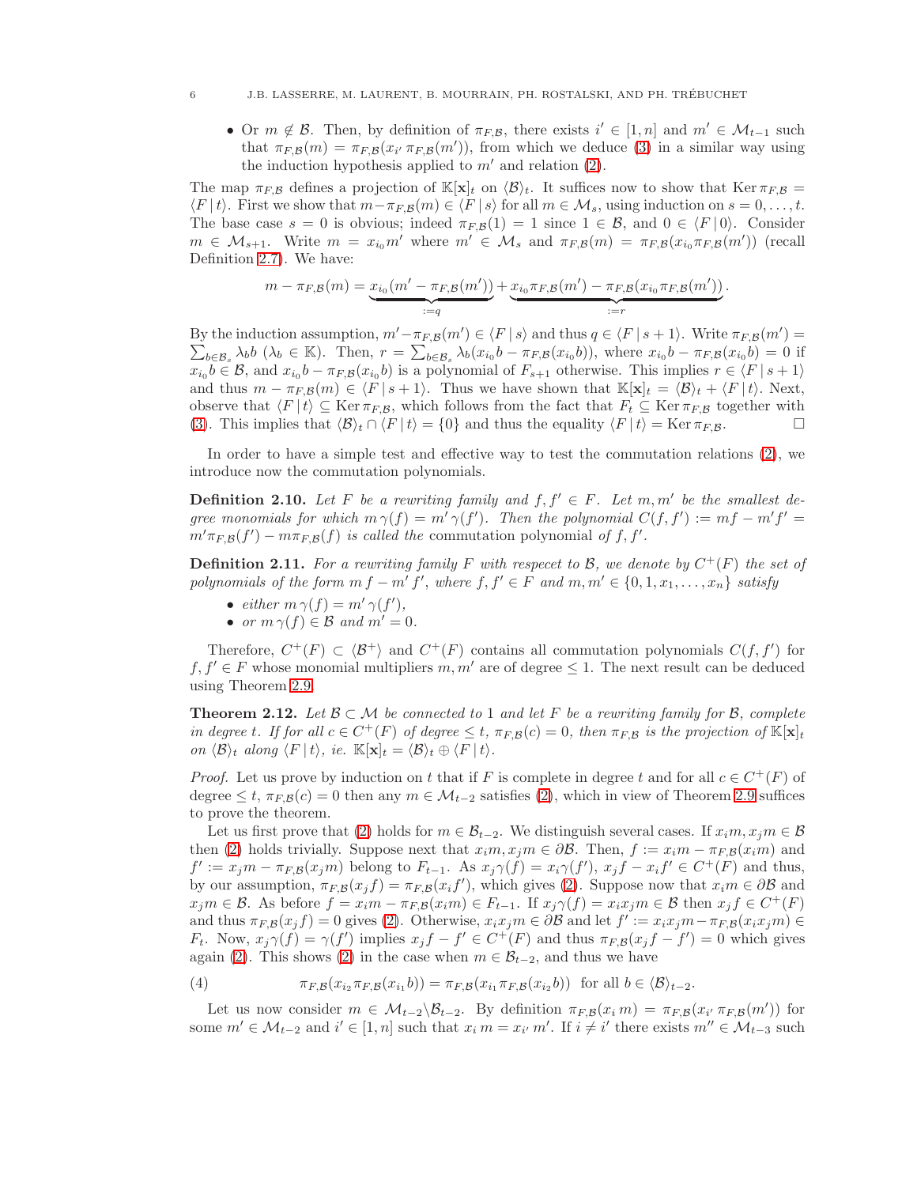- Or $m \notin \mathcal{B}$. Then, by definition of $\pi_{F,\mathcal{B}}$, there exists $i' \in [1,n]$ and $m' \in \mathcal{M}_{t-1}$ such that $\pi_{F,\mathcal{B}}(m) = \pi_{F,\mathcal{B}}(x_{i'}\,\pi_{F,\mathcal{B}}(m'))$, from which we deduce (3) in a similar way using the induction hypothesis applied to $m'$ and relation (2).

The map $\pi_{F,\mathcal{B}}$ defines a projection of $\mathbb{K}[\mathbf{x}]_t$ on $\langle \mathcal{B}\rangle_t$. It suffices now to show that $\operatorname{Ker}\pi_{F,\mathcal{B}} = \langle F\,|\,t\rangle$. First we show that $m - \pi_{F,\mathcal{B}}(m) \in \langle F\,|\,s\rangle$ for all $m \in \mathcal{M}_s$, using induction on $s = 0,\ldots,t$. The base case $s=0$ is obvious; indeed $\pi_{F,\mathcal{B}}(1) = 1$ since $1 \in \mathcal{B}$, and $0 \in \langle F\,|\,0\rangle$. Consider $m \in \mathcal{M}_{s+1}$. Write $m = x_{i_0}m'$ where $m' \in \mathcal{M}_s$ and $\pi_{F,\mathcal{B}}(m) = \pi_{F,\mathcal{B}}(x_{i_0}\pi_{F,\mathcal{B}}(m'))$ (recall Definition 2.7). We have:

$$m - \pi_{F,\mathcal{B}}(m) = \underbrace{x_{i_0}(m' - \pi_{F,\mathcal{B}}(m'))}_{:=q} + \underbrace{x_{i_0}\pi_{F,\mathcal{B}}(m') - \pi_{F,\mathcal{B}}(x_{i_0}\pi_{F,\mathcal{B}}(m'))}_{:=r}.$$

By the induction assumption, $m' - \pi_{F,\mathcal{B}}(m') \in \langle F\,|\,s\rangle$ and thus $q \in \langle F\,|\,s+1\rangle$. Write $\pi_{F,\mathcal{B}}(m') = \sum_{b\in\mathcal{B}_s}\lambda_b b$ ($\lambda_b \in \mathbb{K}$). Then, $r = \sum_{b\in\mathcal{B}_s}\lambda_b(x_{i_0}b - \pi_{F,\mathcal{B}}(x_{i_0}b))$, where $x_{i_0}b - \pi_{F,\mathcal{B}}(x_{i_0}b) = 0$ if $x_{i_0}b \in \mathcal{B}$, and $x_{i_0}b - \pi_{F,\mathcal{B}}(x_{i_0}b)$ is a polynomial of $F_{s+1}$ otherwise. This implies $r \in \langle F\,|\,s+1\rangle$ and thus $m - \pi_{F,\mathcal{B}}(m) \in \langle F\,|\,s+1\rangle$. Thus we have shown that $\mathbb{K}[\mathbf{x}]_t = \langle\mathcal{B}\rangle_t + \langle F\,|\,t\rangle$. Next, observe that $\langle F\,|\,t\rangle \subseteq \operatorname{Ker}\pi_{F,\mathcal{B}}$, which follows from the fact that $F_t \subseteq \operatorname{Ker}\pi_{F,\mathcal{B}}$ together with (3). This implies that $\langle\mathcal{B}\rangle_t \cap \langle F\,|\,t\rangle = \{0\}$ and thus the equality $\langle F\,|\,t\rangle = \operatorname{Ker}\pi_{F,\mathcal{B}}$. $\square$

In order to have a simple test and effective way to test the commutation relations (2), we introduce now the commutation polynomials.

**Definition 2.10.** *Let $F$ be a rewriting family and $f, f' \in F$. Let $m, m'$ be the smallest degree monomials for which $m\,\gamma(f) = m'\,\gamma(f')$. Then the polynomial $C(f,f') := mf - m'f' = m'\pi_{F,\mathcal{B}}(f') - m\pi_{F,\mathcal{B}}(f)$ is called the* commutation polynomial *of $f, f'$.*

**Definition 2.11.** *For a rewriting family $F$ with respecect to $\mathcal{B}$, we denote by $C^+(F)$ the set of polynomials of the form $m\,f - m'\,f'$, where $f, f' \in F$ and $m, m' \in \{0, 1, x_1, \ldots, x_n\}$ satisfy*

- *either $m\,\gamma(f) = m'\,\gamma(f')$,*
- *or $m\,\gamma(f) \in \mathcal{B}$ and $m' = 0$.*

Therefore, $C^+(F) \subset \langle\mathcal{B}^+\rangle$ and $C^+(F)$ contains all commutation polynomials $C(f,f')$ for $f, f' \in F$ whose monomial multipliers $m, m'$ are of degree $\leq 1$. The next result can be deduced using Theorem 2.9.

**Theorem 2.12.** *Let $\mathcal{B} \subset \mathcal{M}$ be connected to 1 and let $F$ be a rewriting family for $\mathcal{B}$, complete in degree $t$. If for all $c \in C^+(F)$ of degree $\leq t$, $\pi_{F,\mathcal{B}}(c) = 0$, then $\pi_{F,\mathcal{B}}$ is the projection of $\mathbb{K}[\mathbf{x}]_t$ on $\langle\mathcal{B}\rangle_t$ along $\langle F\,|\,t\rangle$, ie. $\mathbb{K}[\mathbf{x}]_t = \langle\mathcal{B}\rangle_t \oplus \langle F\,|\,t\rangle$.*

*Proof.* Let us prove by induction on $t$ that if $F$ is complete in degree $t$ and for all $c \in C^+(F)$ of degree $\leq t$, $\pi_{F,\mathcal{B}}(c) = 0$ then any $m \in \mathcal{M}_{t-2}$ satisfies (2), which in view of Theorem 2.9 suffices to prove the theorem.

Let us first prove that (2) holds for $m \in \mathcal{B}_{t-2}$. We distinguish several cases. If $x_i m, x_j m \in \mathcal{B}$ then (2) holds trivially. Suppose next that $x_i m, x_j m \in \partial\mathcal{B}$. Then, $f := x_i m - \pi_{F,\mathcal{B}}(x_i m)$ and $f' := x_j m - \pi_{F,\mathcal{B}}(x_j m)$ belong to $F_{t-1}$. As $x_j\gamma(f) = x_i\gamma(f')$, $x_j f - x_i f' \in C^+(F)$ and thus, by our assumption, $\pi_{F,\mathcal{B}}(x_j f) = \pi_{F,\mathcal{B}}(x_i f')$, which gives (2). Suppose now that $x_i m \in \partial\mathcal{B}$ and $x_j m \in \mathcal{B}$. As before $f = x_i m - \pi_{F,\mathcal{B}}(x_i m) \in F_{t-1}$. If $x_j\gamma(f) = x_i x_j m \in \mathcal{B}$ then $x_j f \in C^+(F)$ and thus $\pi_{F,\mathcal{B}}(x_j f) = 0$ gives (2). Otherwise, $x_i x_j m \in \partial\mathcal{B}$ and let $f' := x_i x_j m - \pi_{F,\mathcal{B}}(x_i x_j m) \in F_t$. Now, $x_j\gamma(f) = \gamma(f')$ implies $x_j f - f' \in C^+(F)$ and thus $\pi_{F,\mathcal{B}}(x_j f - f') = 0$ which gives again (2). This shows (2) in the case when $m \in \mathcal{B}_{t-2}$, and thus we have

$$\pi_{F,\mathcal{B}}(x_{i_2}\pi_{F,\mathcal{B}}(x_{i_1}b)) = \pi_{F,\mathcal{B}}(x_{i_1}\pi_{F,\mathcal{B}}(x_{i_2}b)) \ \text{ for all } b \in \langle\mathcal{B}\rangle_{t-2}. \tag{4}$$

Let us now consider $m \in \mathcal{M}_{t-2}\backslash\mathcal{B}_{t-2}$. By definition $\pi_{F,\mathcal{B}}(x_i\,m) = \pi_{F,\mathcal{B}}(x_{i'}\,\pi_{F,\mathcal{B}}(m'))$ for some $m' \in \mathcal{M}_{t-2}$ and $i' \in [1,n]$ such that $x_i\,m = x_{i'}\,m'$. If $i \neq i'$ there exists $m'' \in \mathcal{M}_{t-3}$ such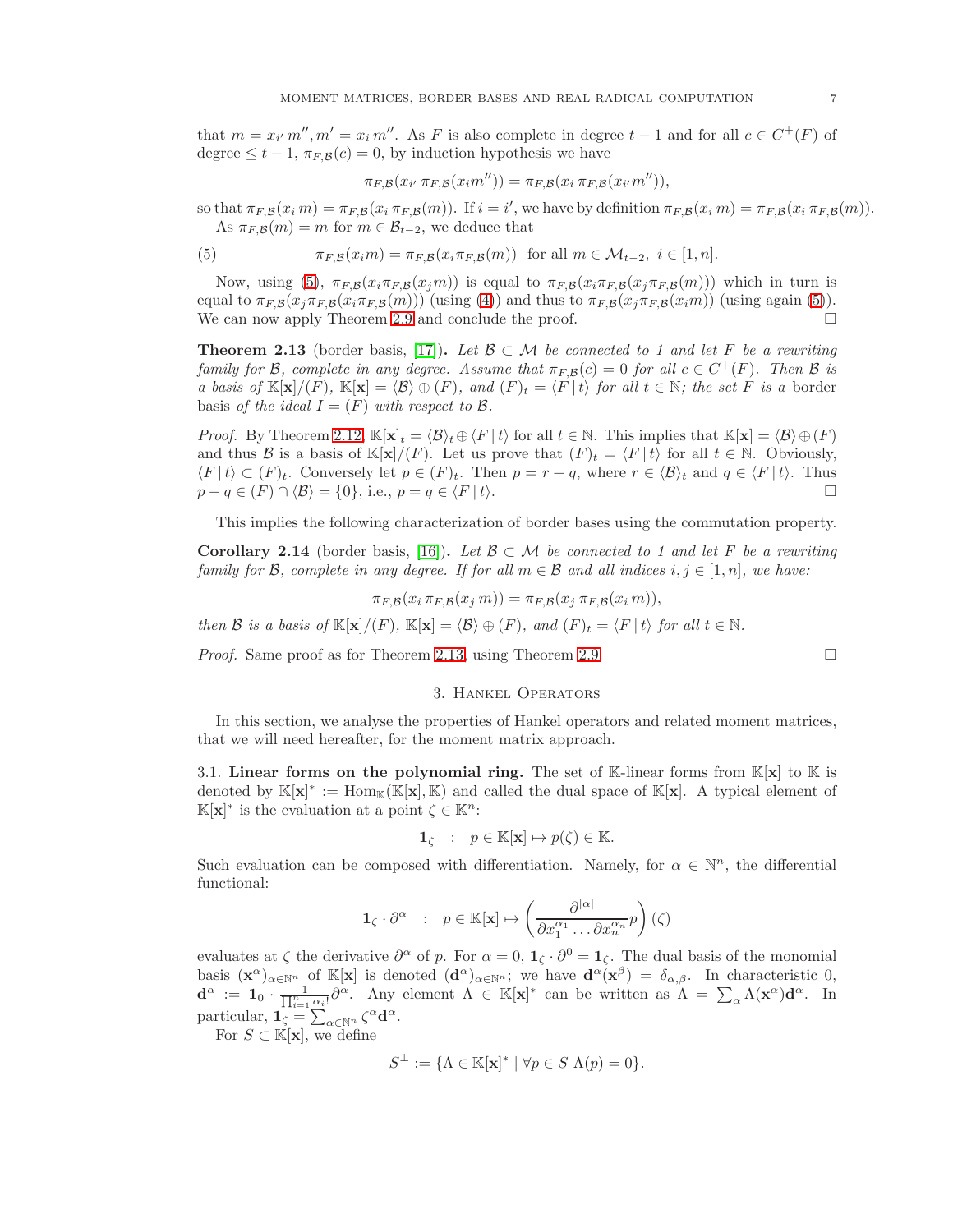that $m = x_{i'}\, m'', m' = x_i\, m''$. As $F$ is also complete in degree $t-1$ and for all $c \in C^+(F)$ of degree $\le t-1$, $\pi_{F,\mathcal{B}}(c) = 0$, by induction hypothesis we have

$$\pi_{F,\mathcal{B}}(x_{i'}\, \pi_{F,\mathcal{B}}(x_i m'')) = \pi_{F,\mathcal{B}}(x_i\, \pi_{F,\mathcal{B}}(x_{i'} m'')),$$

so that $\pi_{F,\mathcal{B}}(x_i\, m) = \pi_{F,\mathcal{B}}(x_i\, \pi_{F,\mathcal{B}}(m))$. If $i = i'$, we have by definition $\pi_{F,\mathcal{B}}(x_i\, m) = \pi_{F,\mathcal{B}}(x_i\, \pi_{F,\mathcal{B}}(m))$.

As $\pi_{F,\mathcal{B}}(m) = m$ for $m \in \mathcal{B}_{t-2}$, we deduce that

$$\pi_{F,\mathcal{B}}(x_i m) = \pi_{F,\mathcal{B}}(x_i \pi_{F,\mathcal{B}}(m)) \text{ for all } m \in \mathcal{M}_{t-2},\ i \in [1, n]. \tag{5}$$

Now, using (5), $\pi_{F,\mathcal{B}}(x_i \pi_{F,\mathcal{B}}(x_j m))$ is equal to $\pi_{F,\mathcal{B}}(x_i \pi_{F,\mathcal{B}}(x_j \pi_{F,\mathcal{B}}(m)))$ which in turn is equal to $\pi_{F,\mathcal{B}}(x_j \pi_{F,\mathcal{B}}(x_i \pi_{F,\mathcal{B}}(m)))$ (using (4)) and thus to $\pi_{F,\mathcal{B}}(x_j \pi_{F,\mathcal{B}}(x_i m))$ (using again (5)). We can now apply Theorem 2.9 and conclude the proof. □

**Theorem 2.13** (border basis, [17])**.** *Let $\mathcal{B} \subset \mathcal{M}$ be connected to 1 and let $F$ be a rewriting family for $\mathcal{B}$, complete in any degree. Assume that $\pi_{F,\mathcal{B}}(c) = 0$ for all $c \in C^+(F)$. Then $\mathcal{B}$ is a basis of $\mathbb{K}[\mathbf{x}]/(F)$, $\mathbb{K}[\mathbf{x}] = \langle \mathcal{B} \rangle \oplus (F)$, and $(F)_t = \langle F \,|\, t \rangle$ for all $t \in \mathbb{N}$; the set $F$ is a* border *basis of the ideal $I = (F)$ with respect to $\mathcal{B}$.*

*Proof.* By Theorem 2.12, $\mathbb{K}[\mathbf{x}]_t = \langle \mathcal{B} \rangle_t \oplus \langle F \,|\, t \rangle$ for all $t \in \mathbb{N}$. This implies that $\mathbb{K}[\mathbf{x}] = \langle \mathcal{B} \rangle \oplus (F)$ and thus $\mathcal{B}$ is a basis of $\mathbb{K}[\mathbf{x}]/(F)$. Let us prove that $(F)_t = \langle F \,|\, t \rangle$ for all $t \in \mathbb{N}$. Obviously, $\langle F \,|\, t \rangle \subset (F)_t$. Conversely let $p \in (F)_t$. Then $p = r + q$, where $r \in \langle \mathcal{B} \rangle_t$ and $q \in \langle F \,|\, t \rangle$. Thus $p - q \in (F) \cap \langle \mathcal{B} \rangle = \{0\}$, i.e., $p = q \in \langle F \,|\, t \rangle$. □

This implies the following characterization of border bases using the commutation property.

**Corollary 2.14** (border basis, [16])**.** *Let $\mathcal{B} \subset \mathcal{M}$ be connected to 1 and let $F$ be a rewriting family for $\mathcal{B}$, complete in any degree. If for all $m \in \mathcal{B}$ and all indices $i, j \in [1, n]$, we have:*

$$\pi_{F,\mathcal{B}}(x_i\, \pi_{F,\mathcal{B}}(x_j\, m)) = \pi_{F,\mathcal{B}}(x_j\, \pi_{F,\mathcal{B}}(x_i\, m)),$$

*then $\mathcal{B}$ is a basis of $\mathbb{K}[\mathbf{x}]/(F)$, $\mathbb{K}[\mathbf{x}] = \langle \mathcal{B} \rangle \oplus (F)$, and $(F)_t = \langle F \,|\, t \rangle$ for all $t \in \mathbb{N}$.*

*Proof.* Same proof as for Theorem 2.13, using Theorem 2.9. □

## 3. Hankel Operators

In this section, we analyse the properties of Hankel operators and related moment matrices, that we will need hereafter, for the moment matrix approach.

3.1. **Linear forms on the polynomial ring.** The set of $\mathbb{K}$-linear forms from $\mathbb{K}[\mathbf{x}]$ to $\mathbb{K}$ is denoted by $\mathbb{K}[\mathbf{x}]^* := \mathrm{Hom}_{\mathbb{K}}(\mathbb{K}[\mathbf{x}], \mathbb{K})$ and called the dual space of $\mathbb{K}[\mathbf{x}]$. A typical element of $\mathbb{K}[\mathbf{x}]^*$ is the evaluation at a point $\zeta \in \mathbb{K}^n$:

$$\mathbf{1}_\zeta \quad : \quad p \in \mathbb{K}[\mathbf{x}] \mapsto p(\zeta) \in \mathbb{K}.$$

Such evaluation can be composed with differentiation. Namely, for $\alpha \in \mathbb{N}^n$, the differential functional:

$$\mathbf{1}_\zeta \cdot \partial^\alpha \quad : \quad p \in \mathbb{K}[\mathbf{x}] \mapsto \left( \frac{\partial^{|\alpha|}}{\partial x_1^{\alpha_1} \ldots \partial x_n^{\alpha_n}} p \right)(\zeta)$$

evaluates at $\zeta$ the derivative $\partial^\alpha$ of $p$. For $\alpha = 0$, $\mathbf{1}_\zeta \cdot \partial^0 = \mathbf{1}_\zeta$. The dual basis of the monomial basis $(\mathbf{x}^\alpha)_{\alpha \in \mathbb{N}^n}$ of $\mathbb{K}[\mathbf{x}]$ is denoted $(\mathbf{d}^\alpha)_{\alpha \in \mathbb{N}^n}$; we have $\mathbf{d}^\alpha(\mathbf{x}^\beta) = \delta_{\alpha,\beta}$. In characteristic 0, $\mathbf{d}^\alpha := \mathbf{1}_0 \cdot \frac{1}{\prod_{i=1}^n \alpha_i!} \partial^\alpha$. Any element $\Lambda \in \mathbb{K}[\mathbf{x}]^*$ can be written as $\Lambda = \sum_\alpha \Lambda(\mathbf{x}^\alpha) \mathbf{d}^\alpha$. In particular, $\mathbf{1}_\zeta = \sum_{\alpha \in \mathbb{N}^n} \zeta^\alpha \mathbf{d}^\alpha$.

For $S \subset \mathbb{K}[\mathbf{x}]$, we define

$$S^\perp := \{\Lambda \in \mathbb{K}[\mathbf{x}]^* \mid \forall p \in S\ \Lambda(p) = 0\}.$$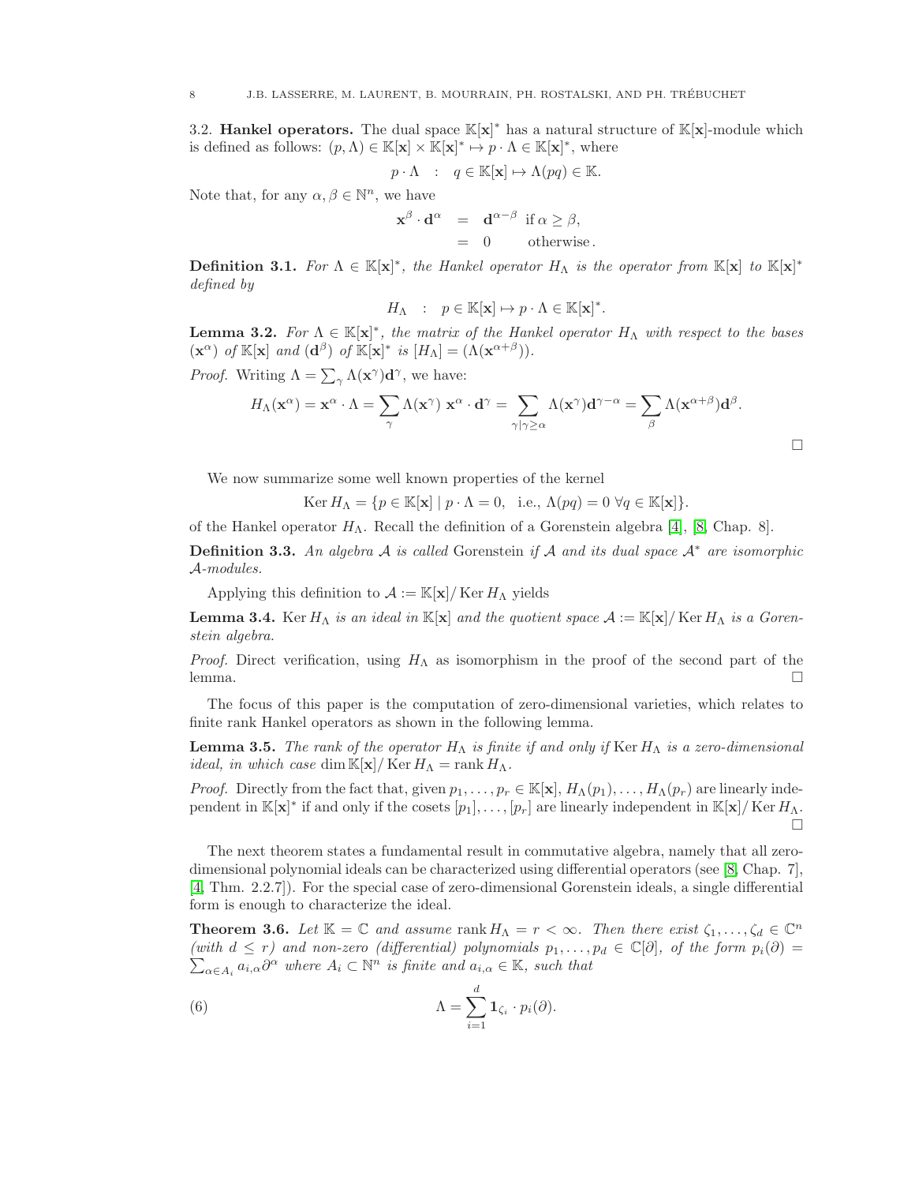3.2. **Hankel operators.** The dual space $\mathbb{K}[\mathbf{x}]^*$ has a natural structure of $\mathbb{K}[\mathbf{x}]$-module which is defined as follows: $(p, \Lambda) \in \mathbb{K}[\mathbf{x}] \times \mathbb{K}[\mathbf{x}]^* \mapsto p \cdot \Lambda \in \mathbb{K}[\mathbf{x}]^*$, where

$$p \cdot \Lambda \quad : \quad q \in \mathbb{K}[\mathbf{x}] \mapsto \Lambda(pq) \in \mathbb{K}.$$

Note that, for any $\alpha, \beta \in \mathbb{N}^n$, we have

$$\begin{aligned} \mathbf{x}^\beta \cdot \mathbf{d}^\alpha &= \mathbf{d}^{\alpha-\beta} \text{ if } \alpha \geq \beta, \\ &= 0 \qquad \text{otherwise}. \end{aligned}$$

**Definition 3.1.** *For $\Lambda \in \mathbb{K}[\mathbf{x}]^*$, the Hankel operator $H_\Lambda$ is the operator from $\mathbb{K}[\mathbf{x}]$ to $\mathbb{K}[\mathbf{x}]^*$ defined by*

$$H_\Lambda \quad : \quad p \in \mathbb{K}[\mathbf{x}] \mapsto p \cdot \Lambda \in \mathbb{K}[\mathbf{x}]^*.$$

**Lemma 3.2.** *For $\Lambda \in \mathbb{K}[\mathbf{x}]^*$, the matrix of the Hankel operator $H_\Lambda$ with respect to the bases $(\mathbf{x}^\alpha)$ of $\mathbb{K}[\mathbf{x}]$ and $(\mathbf{d}^\beta)$ of $\mathbb{K}[\mathbf{x}]^*$ is $[H_\Lambda] = (\Lambda(\mathbf{x}^{\alpha+\beta}))$.*

*Proof.* Writing $\Lambda = \sum_\gamma \Lambda(\mathbf{x}^\gamma)\mathbf{d}^\gamma$, we have:

$$H_\Lambda(\mathbf{x}^\alpha) = \mathbf{x}^\alpha \cdot \Lambda = \sum_\gamma \Lambda(\mathbf{x}^\gamma)\ \mathbf{x}^\alpha \cdot \mathbf{d}^\gamma = \sum_{\gamma | \gamma \geq \alpha} \Lambda(\mathbf{x}^\gamma)\mathbf{d}^{\gamma-\alpha} = \sum_\beta \Lambda(\mathbf{x}^{\alpha+\beta})\mathbf{d}^\beta.$$

□

We now summarize some well known properties of the kernel

$$\operatorname{Ker} H_\Lambda = \{p \in \mathbb{K}[\mathbf{x}] \mid p \cdot \Lambda = 0, \quad \text{i.e., } \Lambda(pq) = 0 \ \forall q \in \mathbb{K}[\mathbf{x}]\}.$$

of the Hankel operator $H_\Lambda$. Recall the definition of a Gorenstein algebra [4], [8, Chap. 8].

**Definition 3.3.** *An algebra $\mathcal{A}$ is called* Gorenstein *if $\mathcal{A}$ and its dual space $\mathcal{A}^*$ are isomorphic $\mathcal{A}$-modules.*

Applying this definition to $\mathcal{A} := \mathbb{K}[\mathbf{x}]/\operatorname{Ker} H_\Lambda$ yields

**Lemma 3.4.** *$\operatorname{Ker} H_\Lambda$ is an ideal in $\mathbb{K}[\mathbf{x}]$ and the quotient space $\mathcal{A} := \mathbb{K}[\mathbf{x}]/\operatorname{Ker} H_\Lambda$ is a Gorenstein algebra.*

*Proof.* Direct verification, using $H_\Lambda$ as isomorphism in the proof of the second part of the lemma. □

The focus of this paper is the computation of zero-dimensional varieties, which relates to finite rank Hankel operators as shown in the following lemma.

**Lemma 3.5.** *The rank of the operator $H_\Lambda$ is finite if and only if $\operatorname{Ker} H_\Lambda$ is a zero-dimensional ideal, in which case $\dim \mathbb{K}[\mathbf{x}]/\operatorname{Ker} H_\Lambda = \operatorname{rank} H_\Lambda$.*

*Proof.* Directly from the fact that, given $p_1, \ldots, p_r \in \mathbb{K}[\mathbf{x}]$, $H_\Lambda(p_1), \ldots, H_\Lambda(p_r)$ are linearly independent in $\mathbb{K}[\mathbf{x}]^*$ if and only if the cosets $[p_1], \ldots, [p_r]$ are linearly independent in $\mathbb{K}[\mathbf{x}]/\operatorname{Ker} H_\Lambda$. □

The next theorem states a fundamental result in commutative algebra, namely that all zero-dimensional polynomial ideals can be characterized using differential operators (see [8, Chap. 7], [4, Thm. 2.2.7]). For the special case of zero-dimensional Gorenstein ideals, a single differential form is enough to characterize the ideal.

**Theorem 3.6.** *Let $\mathbb{K} = \mathbb{C}$ and assume $\operatorname{rank} H_\Lambda = r < \infty$. Then there exist $\zeta_1, \ldots, \zeta_d \in \mathbb{C}^n$ (with $d \leq r$) and non-zero (differential) polynomials $p_1, \ldots, p_d \in \mathbb{C}[\partial]$, of the form $p_i(\partial) = \sum_{\alpha \in A_i} a_{i,\alpha}\partial^\alpha$ where $A_i \subset \mathbb{N}^n$ is finite and $a_{i,\alpha} \in \mathbb{K}$, such that*

$$\Lambda = \sum_{i=1}^{d} \mathbf{1}_{\zeta_i} \cdot p_i(\partial). \tag{6}$$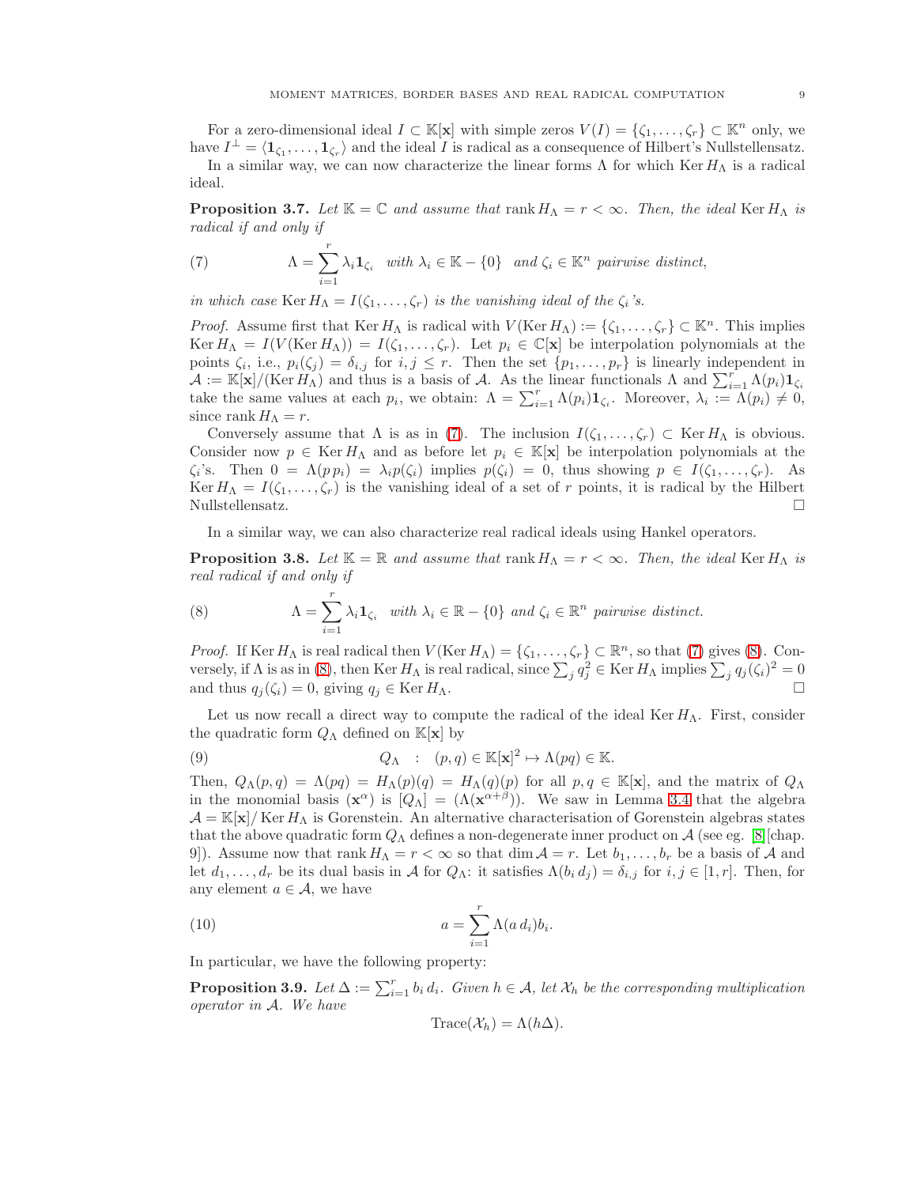For a zero-dimensional ideal $I \subset \mathbb{K}[\mathbf{x}]$ with simple zeros $V(I) = \{\zeta_1, \ldots, \zeta_r\} \subset \mathbb{K}^n$ only, we have $I^\perp = \langle \mathbf{1}_{\zeta_1}, \ldots, \mathbf{1}_{\zeta_r} \rangle$ and the ideal $I$ is radical as a consequence of Hilbert's Nullstellensatz.

In a similar way, we can now characterize the linear forms $\Lambda$ for which $\operatorname{Ker} H_\Lambda$ is a radical ideal.

**Proposition 3.7.** *Let $\mathbb{K} = \mathbb{C}$ and assume that $\operatorname{rank} H_\Lambda = r < \infty$. Then, the ideal $\operatorname{Ker} H_\Lambda$ is radical if and only if*

$$\Lambda = \sum_{i=1}^{r} \lambda_i \mathbf{1}_{\zeta_i} \quad \textit{with } \lambda_i \in \mathbb{K} - \{0\} \quad \textit{and } \zeta_i \in \mathbb{K}^n \textit{ pairwise distinct,} \tag{7}$$

*in which case $\operatorname{Ker} H_\Lambda = I(\zeta_1, \ldots, \zeta_r)$ is the vanishing ideal of the $\zeta_i$'s.*

*Proof.* Assume first that $\operatorname{Ker} H_\Lambda$ is radical with $V(\operatorname{Ker} H_\Lambda) := \{\zeta_1, \ldots, \zeta_r\} \subset \mathbb{K}^n$. This implies $\operatorname{Ker} H_\Lambda = I(V(\operatorname{Ker} H_\Lambda)) = I(\zeta_1, \ldots, \zeta_r)$. Let $p_i \in \mathbb{C}[\mathbf{x}]$ be interpolation polynomials at the points $\zeta_i$, i.e., $p_i(\zeta_j) = \delta_{i,j}$ for $i, j \leq r$. Then the set $\{p_1, \ldots, p_r\}$ is linearly independent in $\mathcal{A} := \mathbb{K}[\mathbf{x}]/(\operatorname{Ker} H_\Lambda)$ and thus is a basis of $\mathcal{A}$. As the linear functionals $\Lambda$ and $\sum_{i=1}^r \Lambda(p_i)\mathbf{1}_{\zeta_i}$ take the same values at each $p_i$, we obtain: $\Lambda = \sum_{i=1}^r \Lambda(p_i)\mathbf{1}_{\zeta_i}$. Moreover, $\lambda_i := \Lambda(p_i) \neq 0$, since $\operatorname{rank} H_\Lambda = r$.

Conversely assume that $\Lambda$ is as in (7). The inclusion $I(\zeta_1, \ldots, \zeta_r) \subset \operatorname{Ker} H_\Lambda$ is obvious. Consider now $p \in \operatorname{Ker} H_\Lambda$ and as before let $p_i \in \mathbb{K}[\mathbf{x}]$ be interpolation polynomials at the $\zeta_i$'s. Then $0 = \Lambda(p\,p_i) = \lambda_i p(\zeta_i)$ implies $p(\zeta_i) = 0$, thus showing $p \in I(\zeta_1, \ldots, \zeta_r)$. As $\operatorname{Ker} H_\Lambda = I(\zeta_1, \ldots, \zeta_r)$ is the vanishing ideal of a set of $r$ points, it is radical by the Hilbert Nullstellensatz. $\square$

In a similar way, we can also characterize real radical ideals using Hankel operators.

**Proposition 3.8.** *Let $\mathbb{K} = \mathbb{R}$ and assume that $\operatorname{rank} H_\Lambda = r < \infty$. Then, the ideal $\operatorname{Ker} H_\Lambda$ is real radical if and only if*

$$\Lambda = \sum_{i=1}^{r} \lambda_i \mathbf{1}_{\zeta_i} \quad \textit{with } \lambda_i \in \mathbb{R} - \{0\} \textit{ and } \zeta_i \in \mathbb{R}^n \textit{ pairwise distinct.} \tag{8}$$

*Proof.* If $\operatorname{Ker} H_\Lambda$ is real radical then $V(\operatorname{Ker} H_\Lambda) = \{\zeta_1, \ldots, \zeta_r\} \subset \mathbb{R}^n$, so that (7) gives (8). Conversely, if $\Lambda$ is as in (8), then $\operatorname{Ker} H_\Lambda$ is real radical, since $\sum_j q_j^2 \in \operatorname{Ker} H_\Lambda$ implies $\sum_j q_j(\zeta_i)^2 = 0$ and thus $q_j(\zeta_i) = 0$, giving $q_j \in \operatorname{Ker} H_\Lambda$. $\square$

Let us now recall a direct way to compute the radical of the ideal $\operatorname{Ker} H_\Lambda$. First, consider the quadratic form $Q_\Lambda$ defined on $\mathbb{K}[\mathbf{x}]$ by

$$Q_\Lambda \quad : \quad (p, q) \in \mathbb{K}[\mathbf{x}]^2 \mapsto \Lambda(pq) \in \mathbb{K}. \tag{9}$$

Then, $Q_\Lambda(p, q) = \Lambda(pq) = H_\Lambda(p)(q) = H_\Lambda(q)(p)$ for all $p, q \in \mathbb{K}[\mathbf{x}]$, and the matrix of $Q_\Lambda$ in the monomial basis $(\mathbf{x}^\alpha)$ is $[Q_\Lambda] = (\Lambda(\mathbf{x}^{\alpha+\beta}))$. We saw in Lemma 3.4 that the algebra $\mathcal{A} = \mathbb{K}[\mathbf{x}]/\operatorname{Ker} H_\Lambda$ is Gorenstein. An alternative characterisation of Gorenstein algebras states that the above quadratic form $Q_\Lambda$ defines a non-degenerate inner product on $\mathcal{A}$ (see eg. [8][chap. 9]). Assume now that $\operatorname{rank} H_\Lambda = r < \infty$ so that $\dim \mathcal{A} = r$. Let $b_1, \ldots, b_r$ be a basis of $\mathcal{A}$ and let $d_1, \ldots, d_r$ be its dual basis in $\mathcal{A}$ for $Q_\Lambda$: it satisfies $\Lambda(b_i\, d_j) = \delta_{i,j}$ for $i, j \in [1, r]$. Then, for any element $a \in \mathcal{A}$, we have

$$a = \sum_{i=1}^{r} \Lambda(a\, d_i) b_i. \tag{10}$$

In particular, we have the following property:

**Proposition 3.9.** *Let $\Delta := \sum_{i=1}^r b_i\, d_i$. Given $h \in \mathcal{A}$, let $\mathcal{X}_h$ be the corresponding multiplication operator in $\mathcal{A}$. We have*

$$\operatorname{Trace}(\mathcal{X}_h) = \Lambda(h\Delta).$$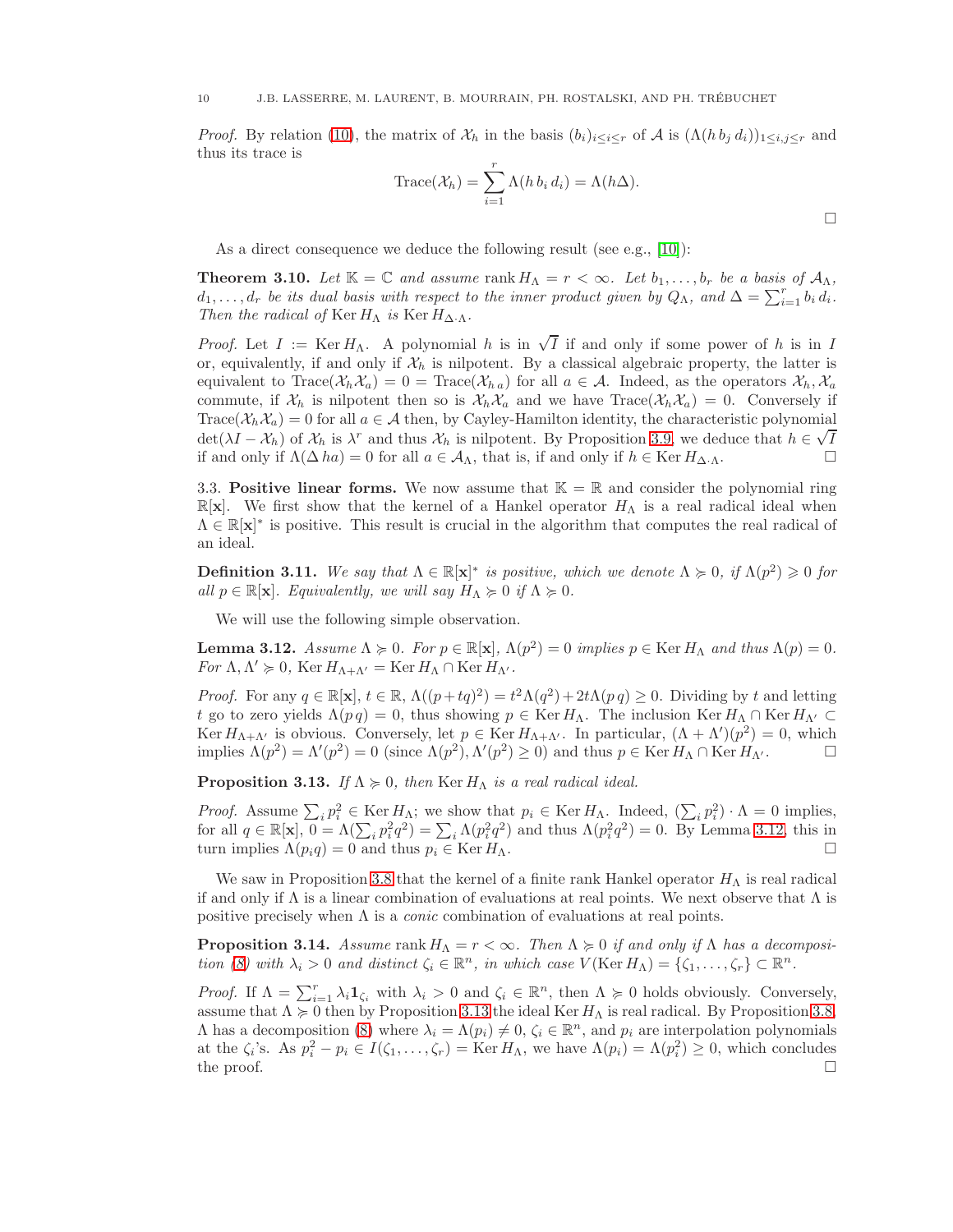*Proof.* By relation (10), the matrix of $\mathcal{X}_h$ in the basis $(b_i)_{i\le i\le r}$ of $\mathcal{A}$ is $(\Lambda(h\, b_j\, d_i))_{1\le i,j\le r}$ and thus its trace is

$$\mathrm{Trace}(\mathcal{X}_h) = \sum_{i=1}^{r} \Lambda(h\, b_i\, d_i) = \Lambda(h\Delta).$$

□

As a direct consequence we deduce the following result (see e.g., [10]):

**Theorem 3.10.** *Let $\mathbb{K} = \mathbb{C}$ and assume $\operatorname{rank} H_\Lambda = r < \infty$. Let $b_1, \ldots, b_r$ be a basis of $\mathcal{A}_\Lambda$, $d_1, \ldots, d_r$ be its dual basis with respect to the inner product given by $Q_\Lambda$, and $\Delta = \sum_{i=1}^{r} b_i\, d_i$. Then the radical of $\operatorname{Ker} H_\Lambda$ is $\operatorname{Ker} H_{\Delta\cdot\Lambda}$.*

*Proof.* Let $I := \operatorname{Ker} H_\Lambda$. A polynomial $h$ is in $\sqrt{I}$ if and only if some power of $h$ is in $I$ or, equivalently, if and only if $\mathcal{X}_h$ is nilpotent. By a classical algebraic property, the latter is equivalent to $\mathrm{Trace}(\mathcal{X}_h\mathcal{X}_a) = 0 = \mathrm{Trace}(\mathcal{X}_{h\,a})$ for all $a \in \mathcal{A}$. Indeed, as the operators $\mathcal{X}_h, \mathcal{X}_a$ commute, if $\mathcal{X}_h$ is nilpotent then so is $\mathcal{X}_h\mathcal{X}_a$ and we have $\mathrm{Trace}(\mathcal{X}_h\mathcal{X}_a) = 0$. Conversely if $\mathrm{Trace}(\mathcal{X}_h\mathcal{X}_a) = 0$ for all $a \in \mathcal{A}$ then, by Cayley-Hamilton identity, the characteristic polynomial $\det(\lambda I - \mathcal{X}_h)$ of $\mathcal{X}_h$ is $\lambda^r$ and thus $\mathcal{X}_h$ is nilpotent. By Proposition 3.9, we deduce that $h \in \sqrt{I}$ if and only if $\Lambda(\Delta\, ha) = 0$ for all $a \in \mathcal{A}_\Lambda$, that is, if and only if $h \in \operatorname{Ker} H_{\Delta\cdot\Lambda}$. □

3.3. **Positive linear forms.** We now assume that $\mathbb{K} = \mathbb{R}$ and consider the polynomial ring $\mathbb{R}[\mathbf{x}]$. We first show that the kernel of a Hankel operator $H_\Lambda$ is a real radical ideal when $\Lambda \in \mathbb{R}[\mathbf{x}]^*$ is positive. This result is crucial in the algorithm that computes the real radical of an ideal.

**Definition 3.11.** *We say that $\Lambda \in \mathbb{R}[\mathbf{x}]^*$ is positive, which we denote $\Lambda \succcurlyeq 0$, if $\Lambda(p^2) \geqslant 0$ for all $p \in \mathbb{R}[\mathbf{x}]$. Equivalently, we will say $H_\Lambda \succcurlyeq 0$ if $\Lambda \succcurlyeq 0$.*

We will use the following simple observation.

**Lemma 3.12.** *Assume $\Lambda \succcurlyeq 0$. For $p \in \mathbb{R}[\mathbf{x}]$, $\Lambda(p^2) = 0$ implies $p \in \operatorname{Ker} H_\Lambda$ and thus $\Lambda(p) = 0$. For $\Lambda, \Lambda' \succcurlyeq 0$, $\operatorname{Ker} H_{\Lambda+\Lambda'} = \operatorname{Ker} H_\Lambda \cap \operatorname{Ker} H_{\Lambda'}$.*

*Proof.* For any $q \in \mathbb{R}[\mathbf{x}]$, $t \in \mathbb{R}$, $\Lambda((p+tq)^2) = t^2\Lambda(q^2) + 2t\Lambda(p\,q) \geq 0$. Dividing by $t$ and letting $t$ go to zero yields $\Lambda(p\,q) = 0$, thus showing $p \in \operatorname{Ker} H_\Lambda$. The inclusion $\operatorname{Ker} H_\Lambda \cap \operatorname{Ker} H_{\Lambda'} \subset \operatorname{Ker} H_{\Lambda+\Lambda'}$ is obvious. Conversely, let $p \in \operatorname{Ker} H_{\Lambda+\Lambda'}$. In particular, $(\Lambda + \Lambda')(p^2) = 0$, which implies $\Lambda(p^2) = \Lambda'(p^2) = 0$ (since $\Lambda(p^2), \Lambda'(p^2) \geq 0$) and thus $p \in \operatorname{Ker} H_\Lambda \cap \operatorname{Ker} H_{\Lambda'}$. □

**Proposition 3.13.** *If $\Lambda \succcurlyeq 0$, then $\operatorname{Ker} H_\Lambda$ is a real radical ideal.*

*Proof.* Assume $\sum_i p_i^2 \in \operatorname{Ker} H_\Lambda$; we show that $p_i \in \operatorname{Ker} H_\Lambda$. Indeed, $(\sum_i p_i^2)\cdot\Lambda = 0$ implies, for all $q \in \mathbb{R}[\mathbf{x}]$, $0 = \Lambda(\sum_i p_i^2 q^2) = \sum_i \Lambda(p_i^2 q^2)$ and thus $\Lambda(p_i^2 q^2) = 0$. By Lemma 3.12, this in turn implies $\Lambda(p_i q) = 0$ and thus $p_i \in \operatorname{Ker} H_\Lambda$. □

We saw in Proposition 3.8 that the kernel of a finite rank Hankel operator $H_\Lambda$ is real radical if and only if $\Lambda$ is a linear combination of evaluations at real points. We next observe that $\Lambda$ is positive precisely when $\Lambda$ is a *conic* combination of evaluations at real points.

**Proposition 3.14.** *Assume $\operatorname{rank} H_\Lambda = r < \infty$. Then $\Lambda \succcurlyeq 0$ if and only if $\Lambda$ has a decomposition (8) with $\lambda_i > 0$ and distinct $\zeta_i \in \mathbb{R}^n$, in which case $V(\operatorname{Ker} H_\Lambda) = \{\zeta_1, \ldots, \zeta_r\} \subset \mathbb{R}^n$.*

*Proof.* If $\Lambda = \sum_{i=1}^{r} \lambda_i \mathbf{1}_{\zeta_i}$ with $\lambda_i > 0$ and $\zeta_i \in \mathbb{R}^n$, then $\Lambda \succcurlyeq 0$ holds obviously. Conversely, assume that $\Lambda \succcurlyeq 0$ then by Proposition 3.13 the ideal $\operatorname{Ker} H_\Lambda$ is real radical. By Proposition 3.8, $\Lambda$ has a decomposition (8) where $\lambda_i = \Lambda(p_i) \neq 0$, $\zeta_i \in \mathbb{R}^n$, and $p_i$ are interpolation polynomials at the $\zeta_i$'s. As $p_i^2 - p_i \in I(\zeta_1, \ldots, \zeta_r) = \operatorname{Ker} H_\Lambda$, we have $\Lambda(p_i) = \Lambda(p_i^2) \geq 0$, which concludes the proof. □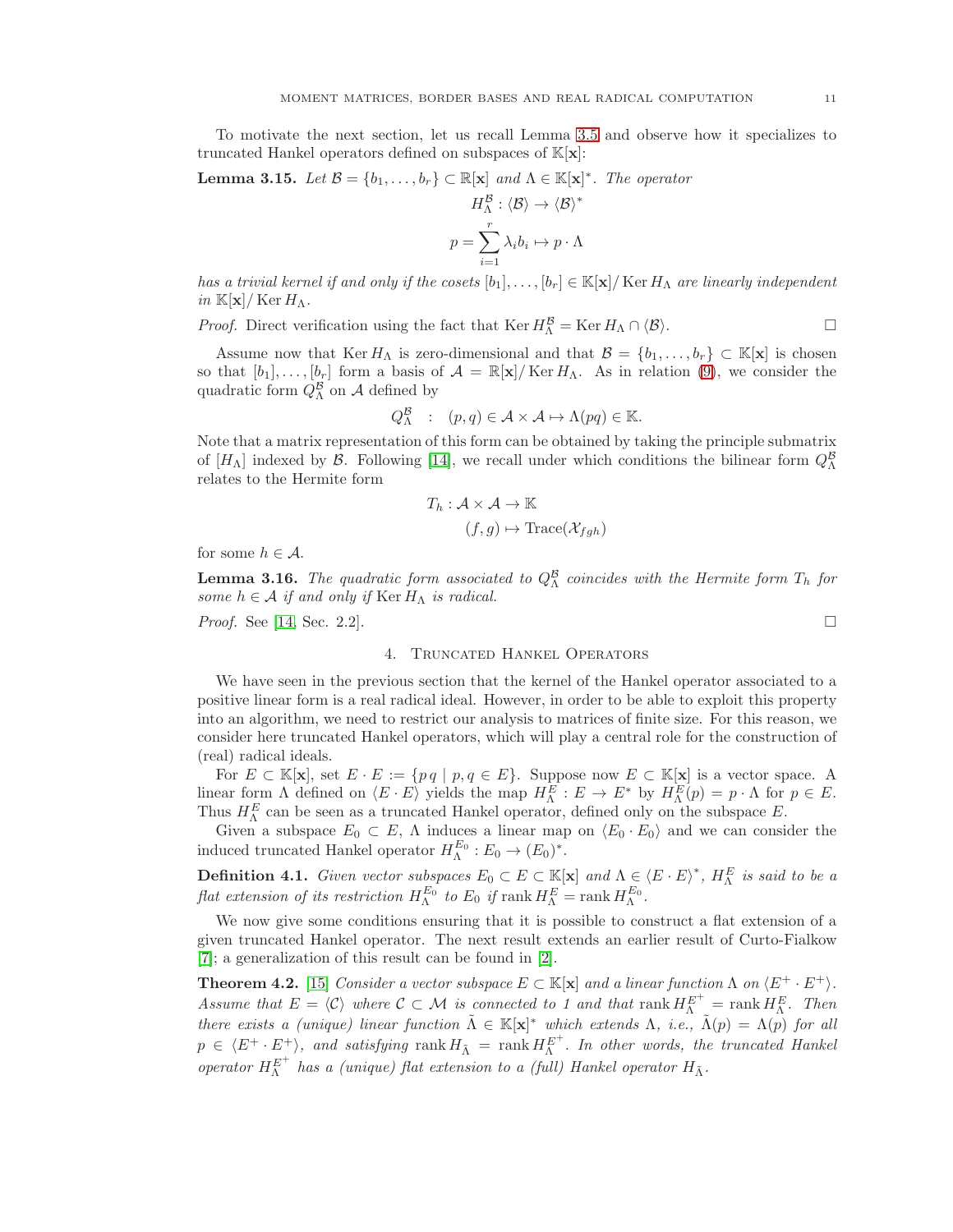To motivate the next section, let us recall Lemma 3.5 and observe how it specializes to truncated Hankel operators defined on subspaces of $\mathbb{K}[\mathbf{x}]$:

**Lemma 3.15.** *Let $\mathcal{B} = \{b_1, \ldots, b_r\} \subset \mathbb{R}[\mathbf{x}]$ and $\Lambda \in \mathbb{K}[\mathbf{x}]^*$. The operator*

$$H_\Lambda^{\mathcal{B}} : \langle \mathcal{B} \rangle \to \langle \mathcal{B} \rangle^*$$

$$p = \sum_{i=1}^{r} \lambda_i b_i \mapsto p \cdot \Lambda$$

*has a trivial kernel if and only if the cosets $[b_1], \ldots, [b_r] \in \mathbb{K}[\mathbf{x}]/\operatorname{Ker} H_\Lambda$ are linearly independent in $\mathbb{K}[\mathbf{x}]/\operatorname{Ker} H_\Lambda$.*

*Proof.* Direct verification using the fact that $\operatorname{Ker} H_\Lambda^{\mathcal{B}} = \operatorname{Ker} H_\Lambda \cap \langle \mathcal{B} \rangle$. □

Assume now that $\operatorname{Ker} H_\Lambda$ is zero-dimensional and that $\mathcal{B} = \{b_1, \ldots, b_r\} \subset \mathbb{K}[\mathbf{x}]$ is chosen so that $[b_1], \ldots, [b_r]$ form a basis of $\mathcal{A} = \mathbb{R}[\mathbf{x}]/\operatorname{Ker} H_\Lambda$. As in relation (9), we consider the quadratic form $Q_\Lambda^{\mathcal{B}}$ on $\mathcal{A}$ defined by

$$Q_\Lambda^{\mathcal{B}} \quad : \quad (p, q) \in \mathcal{A} \times \mathcal{A} \mapsto \Lambda(pq) \in \mathbb{K}.$$

Note that a matrix representation of this form can be obtained by taking the principle submatrix of $[H_\Lambda]$ indexed by $\mathcal{B}$. Following [14], we recall under which conditions the bilinear form $Q_\Lambda^{\mathcal{B}}$ relates to the Hermite form

$$T_h : \mathcal{A} \times \mathcal{A} \to \mathbb{K}$$

$$(f, g) \mapsto \operatorname{Trace}(\mathcal{X}_{fgh})$$

for some $h \in \mathcal{A}$.

**Lemma 3.16.** *The quadratic form associated to $Q_\Lambda^{\mathcal{B}}$ coincides with the Hermite form $T_h$ for some $h \in \mathcal{A}$ if and only if $\operatorname{Ker} H_\Lambda$ is radical.*

*Proof.* See [14, Sec. 2.2]. □

## 4. Truncated Hankel Operators

We have seen in the previous section that the kernel of the Hankel operator associated to a positive linear form is a real radical ideal. However, in order to be able to exploit this property into an algorithm, we need to restrict our analysis to matrices of finite size. For this reason, we consider here truncated Hankel operators, which will play a central role for the construction of (real) radical ideals.

For $E \subset \mathbb{K}[\mathbf{x}]$, set $E \cdot E := \{p\, q \mid p, q \in E\}$. Suppose now $E \subset \mathbb{K}[\mathbf{x}]$ is a vector space. A linear form $\Lambda$ defined on $\langle E \cdot E \rangle$ yields the map $H_\Lambda^E : E \to E^*$ by $H_\Lambda^E(p) = p \cdot \Lambda$ for $p \in E$. Thus $H_\Lambda^E$ can be seen as a truncated Hankel operator, defined only on the subspace $E$.

Given a subspace $E_0 \subset E$, $\Lambda$ induces a linear map on $\langle E_0 \cdot E_0 \rangle$ and we can consider the induced truncated Hankel operator $H_\Lambda^{E_0} : E_0 \to (E_0)^*$.

**Definition 4.1.** *Given vector subspaces $E_0 \subset E \subset \mathbb{K}[\mathbf{x}]$ and $\Lambda \in \langle E \cdot E \rangle^*$, $H_\Lambda^E$ is said to be a flat extension of its restriction $H_\Lambda^{E_0}$ to $E_0$ if $\operatorname{rank} H_\Lambda^E = \operatorname{rank} H_\Lambda^{E_0}$.*

We now give some conditions ensuring that it is possible to construct a flat extension of a given truncated Hankel operator. The next result extends an earlier result of Curto-Fialkow [7]; a generalization of this result can be found in [2].

**Theorem 4.2.** [15] *Consider a vector subspace $E \subset \mathbb{K}[\mathbf{x}]$ and a linear function $\Lambda$ on $\langle E^+ \cdot E^+ \rangle$. Assume that $E = \langle \mathcal{C} \rangle$ where $\mathcal{C} \subset \mathcal{M}$ is connected to 1 and that $\operatorname{rank} H_\Lambda^{E^+} = \operatorname{rank} H_\Lambda^E$. Then there exists a (unique) linear function $\tilde{\Lambda} \in \mathbb{K}[\mathbf{x}]^*$ which extends $\Lambda$, i.e., $\tilde{\Lambda}(p) = \Lambda(p)$ for all $p \in \langle E^+ \cdot E^+ \rangle$, and satisfying $\operatorname{rank} H_{\tilde{\Lambda}} = \operatorname{rank} H_\Lambda^{E^+}$. In other words, the truncated Hankel operator $H_\Lambda^{E^+}$ has a (unique) flat extension to a (full) Hankel operator $H_{\tilde{\Lambda}}$.*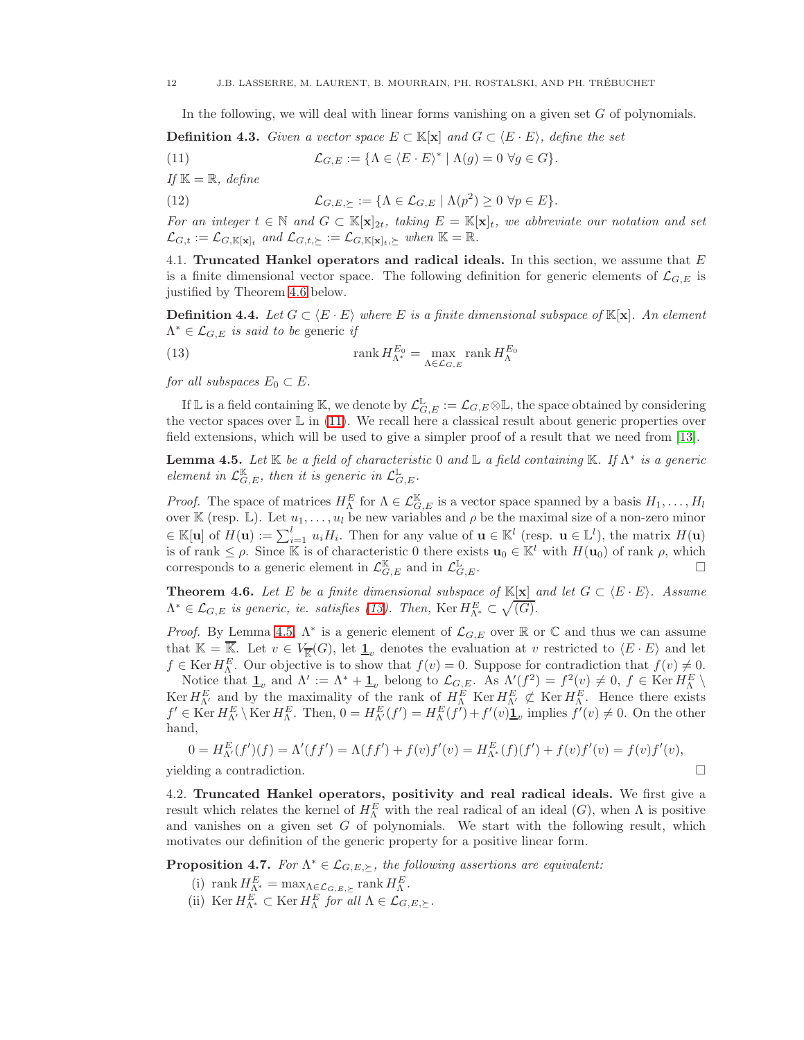In the following, we will deal with linear forms vanishing on a given set $G$ of polynomials.

**Definition 4.3.** *Given a vector space $E \subset \mathbb{K}[\mathbf{x}]$ and $G \subset \langle E \cdot E \rangle$, define the set*

$$\mathcal{L}_{G,E} := \{\Lambda \in \langle E \cdot E \rangle^* \mid \Lambda(g) = 0 \ \forall g \in G\}. \tag{11}$$

*If $\mathbb{K} = \mathbb{R}$, define*

$$\mathcal{L}_{G,E,\succeq} := \{\Lambda \in \mathcal{L}_{G,E} \mid \Lambda(p^2) \geq 0 \ \forall p \in E\}. \tag{12}$$

*For an integer $t \in \mathbb{N}$ and $G \subset \mathbb{K}[\mathbf{x}]_{2t}$, taking $E = \mathbb{K}[\mathbf{x}]_t$, we abbreviate our notation and set $\mathcal{L}_{G,t} := \mathcal{L}_{G,\mathbb{K}[\mathbf{x}]_t}$ and $\mathcal{L}_{G,t,\succeq} := \mathcal{L}_{G,\mathbb{K}[\mathbf{x}]_t,\succeq}$ when $\mathbb{K} = \mathbb{R}$.*

4.1. **Truncated Hankel operators and radical ideals.** In this section, we assume that $E$ is a finite dimensional vector space. The following definition for generic elements of $\mathcal{L}_{G,E}$ is justified by Theorem 4.6 below.

**Definition 4.4.** *Let $G \subset \langle E \cdot E \rangle$ where $E$ is a finite dimensional subspace of $\mathbb{K}[\mathbf{x}]$. An element $\Lambda^* \in \mathcal{L}_{G,E}$ is said to be* generic *if*

$$\operatorname{rank} H_{\Lambda^*}^{E_0} = \max_{\Lambda \in \mathcal{L}_{G,E}} \operatorname{rank} H_{\Lambda}^{E_0} \tag{13}$$

*for all subspaces $E_0 \subset E$.*

If $\mathbb{L}$ is a field containing $\mathbb{K}$, we denote by $\mathcal{L}_{G,E}^{\mathbb{L}} := \mathcal{L}_{G,E} \otimes \mathbb{L}$, the space obtained by considering the vector spaces over $\mathbb{L}$ in (11). We recall here a classical result about generic properties over field extensions, which will be used to give a simpler proof of a result that we need from [13].

**Lemma 4.5.** *Let $\mathbb{K}$ be a field of characteristic 0 and $\mathbb{L}$ a field containing $\mathbb{K}$. If $\Lambda^*$ is a generic element in $\mathcal{L}_{G,E}^{\mathbb{K}}$, then it is generic in $\mathcal{L}_{G,E}^{\mathbb{L}}$.*

*Proof.* The space of matrices $H_{\Lambda}^{E}$ for $\Lambda \in \mathcal{L}_{G,E}^{\mathbb{K}}$ is a vector space spanned by a basis $H_1, \ldots, H_l$ over $\mathbb{K}$ (resp. $\mathbb{L}$). Let $u_1, \ldots, u_l$ be new variables and $\rho$ be the maximal size of a non-zero minor $\in \mathbb{K}[\mathbf{u}]$ of $H(\mathbf{u}) := \sum_{i=1}^{l} u_i H_i$. Then for any value of $\mathbf{u} \in \mathbb{K}^l$ (resp. $\mathbf{u} \in \mathbb{L}^l$), the matrix $H(\mathbf{u})$ is of rank $\leq \rho$. Since $\mathbb{K}$ is of characteristic 0 there exists $\mathbf{u}_0 \in \mathbb{K}^l$ with $H(\mathbf{u}_0)$ of rank $\rho$, which corresponds to a generic element in $\mathcal{L}_{G,E}^{\mathbb{K}}$ and in $\mathcal{L}_{G,E}^{\mathbb{L}}$. $\square$

**Theorem 4.6.** *Let $E$ be a finite dimensional subspace of $\mathbb{K}[\mathbf{x}]$ and let $G \subset \langle E \cdot E \rangle$. Assume $\Lambda^* \in \mathcal{L}_{G,E}$ is generic, ie. satisfies (13). Then, $\operatorname{Ker} H_{\Lambda^*}^{E} \subset \sqrt{(G)}$.*

*Proof.* By Lemma 4.5, $\Lambda^*$ is a generic element of $\mathcal{L}_{G,E}$ over $\mathbb{R}$ or $\mathbb{C}$ and thus we can assume that $\mathbb{K} = \overline{\mathbb{K}}$. Let $v \in V_{\overline{\mathbb{K}}}(G)$, let $\underline{\mathbf{1}}_v$ denotes the evaluation at $v$ restricted to $\langle E \cdot E \rangle$ and let $f \in \operatorname{Ker} H_{\Lambda}^{E}$. Our objective is to show that $f(v) = 0$. Suppose for contradiction that $f(v) \neq 0$.

Notice that $\underline{\mathbf{1}}_v$ and $\Lambda' := \Lambda^* + \underline{\mathbf{1}}_v$ belong to $\mathcal{L}_{G,E}$. As $\Lambda'(f^2) = f^2(v) \neq 0$, $f \in \operatorname{Ker} H_{\Lambda}^{E} \setminus \operatorname{Ker} H_{\Lambda'}^{E}$ and by the maximality of the rank of $H_{\Lambda}^{E}$ $\operatorname{Ker} H_{\Lambda'}^{E} \not\subset \operatorname{Ker} H_{\Lambda}^{E}$. Hence there exists $f' \in \operatorname{Ker} H_{\Lambda'}^{E} \setminus \operatorname{Ker} H_{\Lambda}^{E}$. Then, $0 = H_{\Lambda'}^{E}(f') = H_{\Lambda}^{E}(f') + f'(v)\underline{\mathbf{1}}_v$ implies $f'(v) \neq 0$. On the other hand,

$$0 = H_{\Lambda'}^{E}(f')(f) = \Lambda'(ff') = \Lambda(ff') + f(v)f'(v) = H_{\Lambda^*}^{E}(f)(f') + f(v)f'(v) = f(v)f'(v),$$

yielding a contradiction. $\square$

4.2. **Truncated Hankel operators, positivity and real radical ideals.** We first give a result which relates the kernel of $H_{\Lambda}^{E}$ with the real radical of an ideal $(G)$, when $\Lambda$ is positive and vanishes on a given set $G$ of polynomials. We start with the following result, which motivates our definition of the generic property for a positive linear form.

**Proposition 4.7.** *For $\Lambda^* \in \mathcal{L}_{G,E,\succeq}$, the following assertions are equivalent:*

(i) $\operatorname{rank} H_{\Lambda^*}^{E} = \max_{\Lambda \in \mathcal{L}_{G,E,\succeq}} \operatorname{rank} H_{\Lambda}^{E}$.

(ii) $\operatorname{Ker} H_{\Lambda^*}^{E} \subset \operatorname{Ker} H_{\Lambda}^{E}$ *for all $\Lambda \in \mathcal{L}_{G,E,\succeq}$.*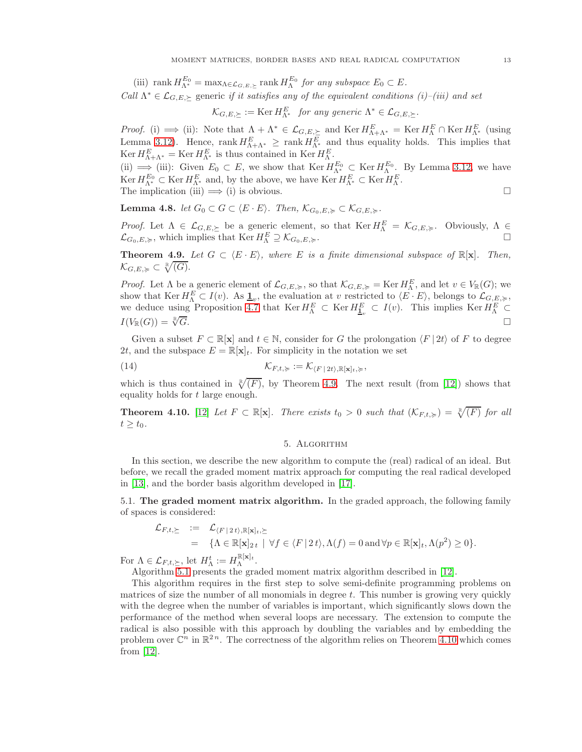(iii) $\operatorname{rank} H_{\Lambda^*}^{E_0} = \max_{\Lambda \in \mathcal{L}_{G,E,\succeq}} \operatorname{rank} H_{\Lambda}^{E_0}$ *for any subspace* $E_0 \subset E$.

*Call* $\Lambda^* \in \mathcal{L}_{G,E,\succeq}$ *generic if it satisfies any of the equivalent conditions (i)–(iii) and set*

$$\mathcal{K}_{G,E,\succeq} := \operatorname{Ker} H_{\Lambda^*}^{E} \quad \textit{for any generic } \Lambda^* \in \mathcal{L}_{G,E,\succeq}.$$

*Proof.* (i) $\Longrightarrow$ (ii): Note that $\Lambda + \Lambda^* \in \mathcal{L}_{G,E,\succeq}$ and $\operatorname{Ker} H_{\Lambda+\Lambda^*}^{E} = \operatorname{Ker} H_{\Lambda}^{E} \cap \operatorname{Ker} H_{\Lambda^*}^{E}$ (using Lemma 3.12). Hence, $\operatorname{rank} H_{\Lambda+\Lambda^*}^{E} \geq \operatorname{rank} H_{\Lambda^*}^{E}$ and thus equality holds. This implies that $\operatorname{Ker} H_{\Lambda+\Lambda^*}^{E} = \operatorname{Ker} H_{\Lambda^*}^{E}$ is thus contained in $\operatorname{Ker} H_{\Lambda}^{E}$.
(ii) $\Longrightarrow$ (iii): Given $E_0 \subset E$, we show that $\operatorname{Ker} H_{\Lambda^*}^{E_0} \subset \operatorname{Ker} H_{\Lambda}^{E_0}$. By Lemma 3.12, we have $\operatorname{Ker} H_{\Lambda^*}^{E_0} \subset \operatorname{Ker} H_{\Lambda^*}^{E}$ and, by the above, we have $\operatorname{Ker} H_{\Lambda^*}^{E} \subset \operatorname{Ker} H_{\Lambda}^{E}$.
The implication (iii) $\Longrightarrow$ (i) is obvious. □

**Lemma 4.8.** *let* $G_0 \subset G \subset \langle E \cdot E \rangle$. *Then,* $\mathcal{K}_{G_0,E,\succcurlyeq} \subset \mathcal{K}_{G,E,\succcurlyeq}$.

*Proof.* Let $\Lambda \in \mathcal{L}_{G,E,\succeq}$ be a generic element, so that $\operatorname{Ker} H_{\Lambda}^{E} = \mathcal{K}_{G,E,\succcurlyeq}$. Obviously, $\Lambda \in \mathcal{L}_{G_0,E,\succcurlyeq}$, which implies that $\operatorname{Ker} H_{\Lambda}^{E} \supseteq \mathcal{K}_{G_0,E,\succcurlyeq}$. □

**Theorem 4.9.** *Let* $G \subset \langle E \cdot E \rangle$, *where* $E$ *is a finite dimensional subspace of* $\mathbb{R}[\mathbf{x}]$. *Then,* $\mathcal{K}_{G,E,\succcurlyeq} \subset \sqrt[\mathbb{R}]{(G)}$.

*Proof.* Let $\Lambda$ be a generic element of $\mathcal{L}_{G,E,\succcurlyeq}$, so that $\mathcal{K}_{G,E,\succcurlyeq} = \operatorname{Ker} H_{\Lambda}^{E}$, and let $v \in V_{\mathbb{R}}(G)$; we show that $\operatorname{Ker} H_{\Lambda}^{E} \subset I(v)$. As $\underline{\mathbf{1}}_v$, the evaluation at $v$ restricted to $\langle E \cdot E \rangle$, belongs to $\mathcal{L}_{G,E,\succcurlyeq}$, we deduce using Proposition 4.7 that $\operatorname{Ker} H_{\Lambda}^{E} \subset \operatorname{Ker} H_{\underline{\mathbf{1}}_v}^{E} \subset I(v)$. This implies $\operatorname{Ker} H_{\Lambda}^{E} \subset I(V_{\mathbb{R}}(G)) = \sqrt[\mathbb{R}]{G}$. □

Given a subset $F \subset \mathbb{R}[\mathbf{x}]$ and $t \in \mathbb{N}$, consider for $G$ the prolongation $\langle F \,|\, 2t \rangle$ of $F$ to degree $2t$, and the subspace $E = \mathbb{R}[\mathbf{x}]_t$. For simplicity in the notation we set

$$\mathcal{K}_{F,t,\succcurlyeq} := \mathcal{K}_{\langle F \,|\, 2t \rangle, \mathbb{R}[\mathbf{x}]_t, \succcurlyeq}, \tag{14}$$

which is thus contained in $\sqrt[\mathbb{R}]{(F)}$, by Theorem 4.9. The next result (from [12]) shows that equality holds for $t$ large enough.

**Theorem 4.10.** [12] *Let* $F \subset \mathbb{R}[\mathbf{x}]$. *There exists* $t_0 > 0$ *such that* $(\mathcal{K}_{F,t,\succcurlyeq}) = \sqrt[\mathbb{R}]{(F)}$ *for all* $t \geq t_0$.

## 5. Algorithm

In this section, we describe the new algorithm to compute the (real) radical of an ideal. But before, we recall the graded moment matrix approach for computing the real radical developed in [13], and the border basis algorithm developed in [17].

**5.1. The graded moment matrix algorithm.** In the graded approach, the following family of spaces is considered:

$$\begin{aligned}
\mathcal{L}_{F,t,\succeq} &:= \mathcal{L}_{\langle F \,|\, 2t \rangle, \mathbb{R}[\mathbf{x}]_t, \succeq} \\
&= \{\Lambda \in \mathbb{R}[\mathbf{x}]_{2t} \mid \forall f \in \langle F \,|\, 2t \rangle, \Lambda(f) = 0 \text{ and } \forall p \in \mathbb{R}[\mathbf{x}]_t, \Lambda(p^2) \geq 0\}.
\end{aligned}$$

For $\Lambda \in \mathcal{L}_{F,t,\succeq}$, let $H_{\Lambda}^{t} := H_{\Lambda}^{\mathbb{R}[\mathbf{x}]_t}$.

Algorithm 5.1 presents the graded moment matrix algorithm described in [12].

This algorithm requires in the first step to solve semi-definite programming problems on matrices of size the number of all monomials in degree $t$. This number is growing very quickly with the degree when the number of variables is important, which significantly slows down the performance of the method when several loops are necessary. The extension to compute the radical is also possible with this approach by doubling the variables and by embedding the problem over $\mathbb{C}^n$ in $\mathbb{R}^{2n}$. The correctness of the algorithm relies on Theorem 4.10 which comes from [12].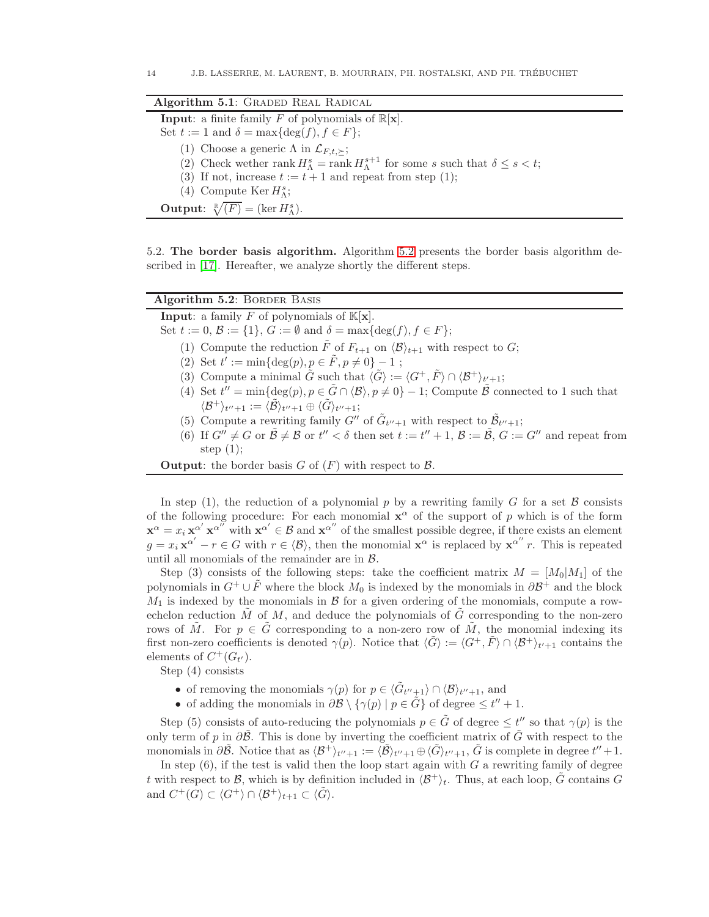**Algorithm 5.1**: Graded Real Radical

**Input**: a finite family $F$ of polynomials of $\mathbb{R}[\mathbf{x}]$.
Set $t := 1$ and $\delta = \max\{\deg(f), f \in F\}$;

1. Choose a generic $\Lambda$ in $\mathcal{L}_{F,t,\succeq}$;
2. Check wether $\operatorname{rank} H_\Lambda^s = \operatorname{rank} H_\Lambda^{s+1}$ for some $s$ such that $\delta \le s < t$;
3. If not, increase $t := t+1$ and repeat from step (1);
4. Compute $\operatorname{Ker} H_\Lambda^s$;

**Output**: $\sqrt[\mathbb{R}]{(F)} = (\ker H_\Lambda^s)$.

5.2. **The border basis algorithm.** Algorithm 5.2 presents the border basis algorithm described in [17]. Hereafter, we analyze shortly the different steps.

**Algorithm 5.2**: Border Basis

**Input**: a family $F$ of polynomials of $\mathbb{K}[\mathbf{x}]$.
Set $t := 0$, $\mathcal{B} := \{1\}$, $G := \emptyset$ and $\delta = \max\{\deg(f), f \in F\}$;

1. Compute the reduction $\tilde{F}$ of $F_{t+1}$ on $\langle \mathcal{B} \rangle_{t+1}$ with respect to $G$;
2. Set $t' := \min\{\deg(p), p \in \tilde{F}, p \neq 0\} - 1$ ;
3. Compute a minimal $\tilde{G}$ such that $\langle \tilde{G} \rangle := \langle G^+, \tilde{F} \rangle \cap \langle \mathcal{B}^+ \rangle_{t'+1}$;
4. Set $t'' = \min\{\deg(p), p \in \tilde{G} \cap \langle \mathcal{B} \rangle, p \neq 0\} - 1$; Compute $\tilde{\mathcal{B}}$ connected to 1 such that $\langle \mathcal{B}^+ \rangle_{t''+1} := \langle \tilde{\mathcal{B}} \rangle_{t''+1} \oplus \langle \tilde{G} \rangle_{t''+1}$;
5. Compute a rewriting family $G''$ of $\tilde{G}_{t''+1}$ with respect to $\tilde{\mathcal{B}}_{t''+1}$;
6. If $G'' \neq G$ or $\tilde{\mathcal{B}} \neq \mathcal{B}$ or $t'' < \delta$ then set $t := t''+1$, $\mathcal{B} := \tilde{\mathcal{B}}$, $G := G''$ and repeat from step (1);

**Output**: the border basis $G$ of $(F)$ with respect to $\mathcal{B}$.

In step (1), the reduction of a polynomial $p$ by a rewriting family $G$ for a set $\mathcal{B}$ consists of the following procedure: For each monomial $\mathbf{x}^\alpha$ of the support of $p$ which is of the form $\mathbf{x}^\alpha = x_i\, \mathbf{x}^{\alpha'}\, \mathbf{x}^{\alpha''}$ with $\mathbf{x}^{\alpha'} \in \mathcal{B}$ and $\mathbf{x}^{\alpha''}$ of the smallest possible degree, if there exists an element $g = x_i\, \mathbf{x}^{\alpha'} - r \in G$ with $r \in \langle \mathcal{B} \rangle$, then the monomial $\mathbf{x}^\alpha$ is replaced by $\mathbf{x}^{\alpha''}\, r$. This is repeated until all monomials of the remainder are in $\mathcal{B}$.

Step (3) consists of the following steps: take the coefficient matrix $M = [M_0|M_1]$ of the polynomials in $G^+ \cup \tilde{F}$ where the block $M_0$ is indexed by the monomials in $\partial\mathcal{B}^+$ and the block $M_1$ is indexed by the monomials in $\mathcal{B}$ for a given ordering of the monomials, compute a row-echelon reduction $\tilde{M}$ of $M$, and deduce the polynomials of $\tilde{G}$ corresponding to the non-zero rows of $\tilde{M}$. For $p \in \tilde{G}$ corresponding to a non-zero row of $\tilde{M}$, the monomial indexing its first non-zero coefficients is denoted $\gamma(p)$. Notice that $\langle \tilde{G} \rangle := \langle G^+, \tilde{F} \rangle \cap \langle \mathcal{B}^+ \rangle_{t'+1}$ contains the elements of $C^+(G_{t'})$.

Step (4) consists

- of removing the monomials $\gamma(p)$ for $p \in \langle \tilde{G}_{t''+1} \rangle \cap \langle \mathcal{B} \rangle_{t''+1}$, and
- of adding the monomials in $\partial\mathcal{B} \setminus \{\gamma(p) \mid p \in \tilde{G}\}$ of degree $\le t''+1$.

Step (5) consists of auto-reducing the polynomials $p \in \tilde{G}$ of degree $\le t''$ so that $\gamma(p)$ is the only term of $p$ in $\partial\tilde{\mathcal{B}}$. This is done by inverting the coefficient matrix of $\tilde{G}$ with respect to the monomials in $\partial\tilde{\mathcal{B}}$. Notice that as $\langle \mathcal{B}^+ \rangle_{t''+1} := \langle \tilde{\mathcal{B}} \rangle_{t''+1} \oplus \langle \tilde{G} \rangle_{t''+1}$, $\tilde{G}$ is complete in degree $t''+1$.

In step (6), if the test is valid then the loop start again with $G$ a rewriting family of degree $t$ with respect to $\mathcal{B}$, which is by definition included in $\langle \mathcal{B}^+ \rangle_t$. Thus, at each loop, $\tilde{G}$ contains $G$ and $C^+(G) \subset \langle G^+ \rangle \cap \langle \mathcal{B}^+ \rangle_{t+1} \subset \langle \tilde{G} \rangle$.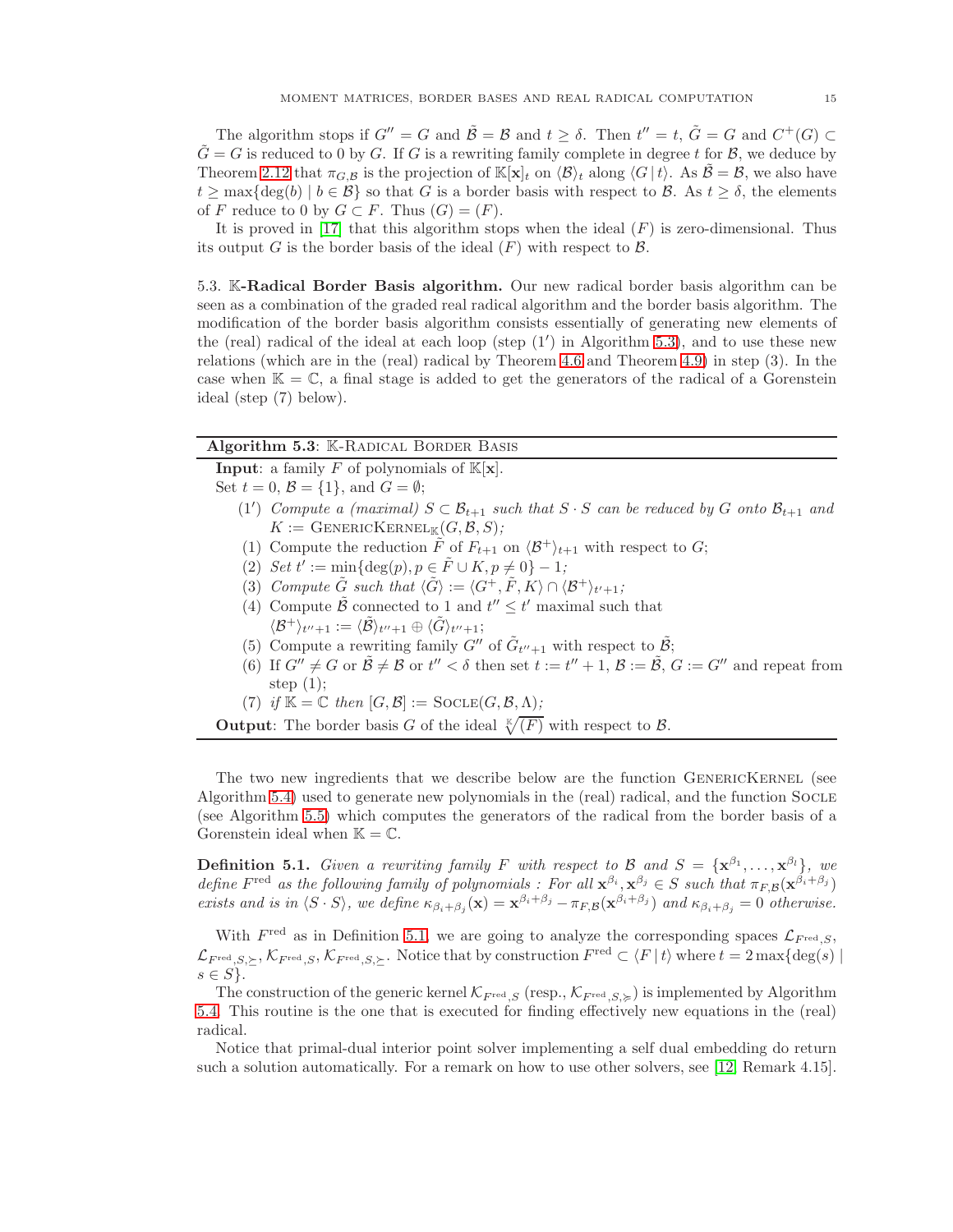The algorithm stops if $G'' = G$ and $\tilde{\mathcal{B}} = \mathcal{B}$ and $t \geq \delta$. Then $t'' = t$, $\tilde{G} = G$ and $C^+(G) \subset \tilde{G} = G$ is reduced to 0 by $G$. If $G$ is a rewriting family complete in degree $t$ for $\mathcal{B}$, we deduce by Theorem 2.12 that $\pi_{G,\mathcal{B}}$ is the projection of $\mathbb{K}[\mathbf{x}]_t$ on $\langle \mathcal{B} \rangle_t$ along $\langle G \,|\, t \rangle$. As $\tilde{\mathcal{B}} = \mathcal{B}$, we also have $t \geq \max\{\deg(b) \mid b \in \mathcal{B}\}$ so that $G$ is a border basis with respect to $\mathcal{B}$. As $t \geq \delta$, the elements of $F$ reduce to 0 by $G \subset F$. Thus $(G) = (F)$.

It is proved in [17] that this algorithm stops when the ideal $(F)$ is zero-dimensional. Thus its output $G$ is the border basis of the ideal $(F)$ with respect to $\mathcal{B}$.

**5.3. $\mathbb{K}$-Radical Border Basis algorithm.** Our new radical border basis algorithm can be seen as a combination of the graded real radical algorithm and the border basis algorithm. The modification of the border basis algorithm consists essentially of generating new elements of the (real) radical of the ideal at each loop (step $(1')$ in Algorithm 5.3), and to use these new relations (which are in the (real) radical by Theorem 4.6 and Theorem 4.9) in step (3). In the case when $\mathbb{K} = \mathbb{C}$, a final stage is added to get the generators of the radical of a Gorenstein ideal (step (7) below).

---

**Algorithm 5.3**: $\mathbb{K}$-Radical Border Basis

---

**Input**: a family $F$ of polynomials of $\mathbb{K}[\mathbf{x}]$.

Set $t = 0$, $\mathcal{B} = \{1\}$, and $G = \emptyset$;

- $(1')$ *Compute a (maximal) $S \subset \mathcal{B}_{t+1}$ such that $S \cdot S$ can be reduced by $G$ onto $\mathcal{B}_{t+1}$ and $K :=$ GenericKernel$_{\mathbb{K}}(G, \mathcal{B}, S)$;*
- (1) Compute the reduction $\tilde{F}$ of $F_{t+1}$ on $\langle \mathcal{B}^+ \rangle_{t+1}$ with respect to $G$;
- (2) *Set $t' := \min\{\deg(p), p \in \tilde{F} \cup K, p \neq 0\} - 1$;*
- (3) *Compute $\tilde{G}$ such that $\langle \tilde{G} \rangle := \langle G^+, \tilde{F}, K \rangle \cap \langle \mathcal{B}^+ \rangle_{t'+1}$;*
- (4) Compute $\tilde{\mathcal{B}}$ connected to 1 and $t'' \leq t'$ maximal such that $\langle \mathcal{B}^+ \rangle_{t''+1} := \langle \tilde{\mathcal{B}} \rangle_{t''+1} \oplus \langle \tilde{G} \rangle_{t''+1}$;
- (5) Compute a rewriting family $G''$ of $\tilde{G}_{t''+1}$ with respect to $\tilde{\mathcal{B}}$;
- (6) If $G'' \neq G$ or $\tilde{\mathcal{B}} \neq \mathcal{B}$ or $t'' < \delta$ then set $t := t'' + 1$, $\mathcal{B} := \tilde{\mathcal{B}}$, $G := G''$ and repeat from step (1);
- (7) *if $\mathbb{K} = \mathbb{C}$ then $[G, \mathcal{B}] :=$ Socle$(G, \mathcal{B}, \Lambda)$;*

**Output**: The border basis $G$ of the ideal $\sqrt[\mathbb{K}]{(F)}$ with respect to $\mathcal{B}$.

---

The two new ingredients that we describe below are the function GenericKernel (see Algorithm 5.4) used to generate new polynomials in the (real) radical, and the function Socle (see Algorithm 5.5) which computes the generators of the radical from the border basis of a Gorenstein ideal when $\mathbb{K} = \mathbb{C}$.

**Definition 5.1.** *Given a rewriting family $F$ with respect to $\mathcal{B}$ and $S = \{\mathbf{x}^{\beta_1}, \ldots, \mathbf{x}^{\beta_l}\}$, we define $F^{\mathrm{red}}$ as the following family of polynomials : For all $\mathbf{x}^{\beta_i}, \mathbf{x}^{\beta_j} \in S$ such that $\pi_{F,\mathcal{B}}(\mathbf{x}^{\beta_i + \beta_j})$ exists and is in $\langle S \cdot S \rangle$, we define $\kappa_{\beta_i+\beta_j}(\mathbf{x}) = \mathbf{x}^{\beta_i+\beta_j} - \pi_{F,\mathcal{B}}(\mathbf{x}^{\beta_i+\beta_j})$ and $\kappa_{\beta_i+\beta_j} = 0$ otherwise.*

With $F^{\mathrm{red}}$ as in Definition 5.1, we are going to analyze the corresponding spaces $\mathcal{L}_{F^{\mathrm{red}},S}$, $\mathcal{L}_{F^{\mathrm{red}},S,\succeq}$, $\mathcal{K}_{F^{\mathrm{red}},S}$, $\mathcal{K}_{F^{\mathrm{red}},S,\succeq}$. Notice that by construction $F^{\mathrm{red}} \subset \langle F \,|\, t \rangle$ where $t = 2\max\{\deg(s) \mid s \in S\}$.

The construction of the generic kernel $\mathcal{K}_{F^{\mathrm{red}},S}$ (resp., $\mathcal{K}_{F^{\mathrm{red}},S,\succcurlyeq}$) is implemented by Algorithm 5.4. This routine is the one that is executed for finding effectively new equations in the (real) radical.

Notice that primal-dual interior point solver implementing a self dual embedding do return such a solution automatically. For a remark on how to use other solvers, see [12, Remark 4.15].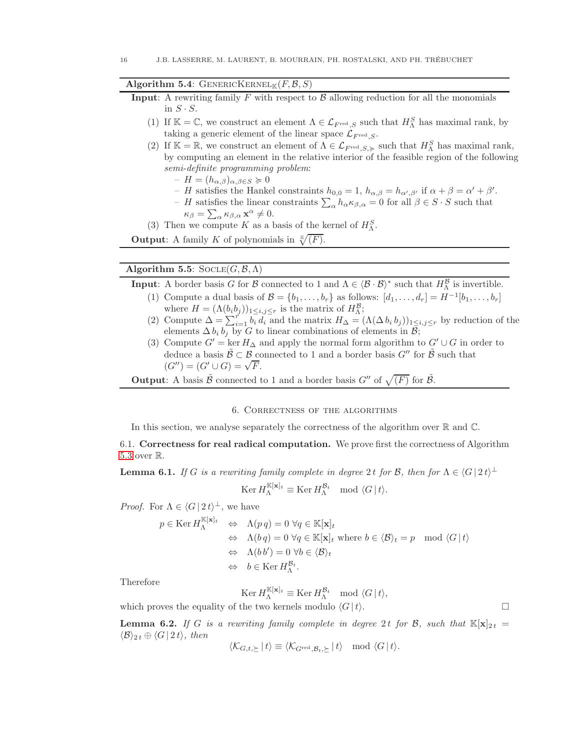**Algorithm 5.4**: GENERICKERNEL$_{\mathbb{K}}(F, \mathcal{B}, S)$

**Input**: A rewriting family $F$ with respect to $\mathcal{B}$ allowing reduction for all the monomials in $S \cdot S$.

1. If $\mathbb{K} = \mathbb{C}$, we construct an element $\Lambda \in \mathcal{L}_{F^{\mathrm{red}}, S}$ such that $H_\Lambda^S$ has maximal rank, by taking a generic element of the linear space $\mathcal{L}_{F^{\mathrm{red}}, S}$.
2. If $\mathbb{K} = \mathbb{R}$, we construct an element of $\Lambda \in \mathcal{L}_{F^{\mathrm{red}}, S, \succcurlyeq}$ such that $H_\Lambda^S$ has maximal rank, by computing an element in the relative interior of the feasible region of the following *semi-definite programming problem*:
   - $H = (h_{\alpha,\beta})_{\alpha,\beta \in S} \succcurlyeq 0$
   - $H$ satisfies the Hankel constraints $h_{0,0} = 1$, $h_{\alpha,\beta} = h_{\alpha',\beta'}$ if $\alpha + \beta = \alpha' + \beta'$.
   - $H$ satisfies the linear constraints $\sum_\alpha h_\alpha \kappa_{\beta,\alpha} = 0$ for all $\beta \in S \cdot S$ such that $\kappa_\beta = \sum_\alpha \kappa_{\beta,\alpha} \mathbf{x}^\alpha \neq 0$.
3. Then we compute $K$ as a basis of the kernel of $H_\Lambda^S$.

**Output**: A family $K$ of polynomials in $\sqrt[\mathbb{K}]{(F)}$.

**Algorithm 5.5**: SOCLE$(G, \mathcal{B}, \Lambda)$

**Input**: A border basis $G$ for $\mathcal{B}$ connected to 1 and $\Lambda \in \langle \mathcal{B} \cdot \mathcal{B} \rangle^*$ such that $H_\Lambda^{\mathcal{B}}$ is invertible.

1. Compute a dual basis of $\mathcal{B} = \{b_1, \ldots, b_r\}$ as follows: $[d_1, \ldots, d_r] = H^{-1}[b_1, \ldots, b_r]$ where $H = (\Lambda(b_i b_j))_{1 \le i,j \le r}$ is the matrix of $H_\Lambda^{\mathcal{B}}$;
2. Compute $\Delta = \sum_{i=1}^r b_i\, d_i$ and the matrix $H_\Delta = (\Lambda(\Delta\, b_i\, b_j))_{1 \le i,j \le r}$ by reduction of the elements $\Delta\, b_i\, b_j$ by $G$ to linear combinations of elements in $\mathcal{B}$;
3. Compute $G' = \ker H_\Delta$ and apply the normal form algorithm to $G' \cup G$ in order to deduce a basis $\tilde{\mathcal{B}} \subset \mathcal{B}$ connected to 1 and a border basis $G''$ for $\tilde{\mathcal{B}}$ such that $(G'') = (G' \cup G) = \sqrt{F}$.

**Output**: A basis $\tilde{\mathcal{B}}$ connected to 1 and a border basis $G''$ of $\sqrt{(F)}$ for $\tilde{\mathcal{B}}$.

## 6. Correctness of the algorithms

In this section, we analyse separately the correctness of the algorithm over $\mathbb{R}$ and $\mathbb{C}$.

### 6.1. Correctness for real radical computation.

We prove first the correctness of Algorithm 5.3 over $\mathbb{R}$.

**Lemma 6.1.** *If $G$ is a rewriting family complete in degree $2\,t$ for $\mathcal{B}$, then for $\Lambda \in \langle G \,|\, 2\,t \rangle^\perp$*

$$\operatorname{Ker} H_\Lambda^{\mathbb{K}[\mathbf{x}]_t} \equiv \operatorname{Ker} H_\Lambda^{\mathcal{B}_t} \mod \langle G \,|\, t \rangle.$$

*Proof.* For $\Lambda \in \langle G \,|\, 2\,t \rangle^\perp$, we have

$$\begin{aligned}
p \in \operatorname{Ker} H_\Lambda^{\mathbb{K}[\mathbf{x}]_t} \quad &\Leftrightarrow \quad \Lambda(p\,q) = 0 \ \forall q \in \mathbb{K}[\mathbf{x}]_t \\
&\Leftrightarrow \quad \Lambda(b\,q) = 0 \ \forall q \in \mathbb{K}[\mathbf{x}]_t \text{ where } b \in \langle \mathcal{B} \rangle_t = p \mod \langle G \,|\, t \rangle \\
&\Leftrightarrow \quad \Lambda(b\,b') = 0 \ \forall b \in \langle \mathcal{B} \rangle_t \\
&\Leftrightarrow \quad b \in \operatorname{Ker} H_\Lambda^{\mathcal{B}_t}.
\end{aligned}$$

Therefore

$$\operatorname{Ker} H_\Lambda^{\mathbb{K}[\mathbf{x}]_t} \equiv \operatorname{Ker} H_\Lambda^{\mathcal{B}_t} \mod \langle G \,|\, t \rangle,$$

which proves the equality of the two kernels modulo $\langle G \,|\, t \rangle$. $\square$

**Lemma 6.2.** *If $G$ is a rewriting family complete in degree $2\,t$ for $\mathcal{B}$, such that $\mathbb{K}[\mathbf{x}]_{2\,t} = \langle \mathcal{B} \rangle_{2\,t} \oplus \langle G \,|\, 2\,t \rangle$, then*

$$\langle \mathcal{K}_{G,t,\succeq} \,|\, t \rangle \equiv \langle \mathcal{K}_{G^{\mathrm{red}},\mathcal{B}_t,\succeq} \,|\, t \rangle \mod \langle G \,|\, t \rangle.$$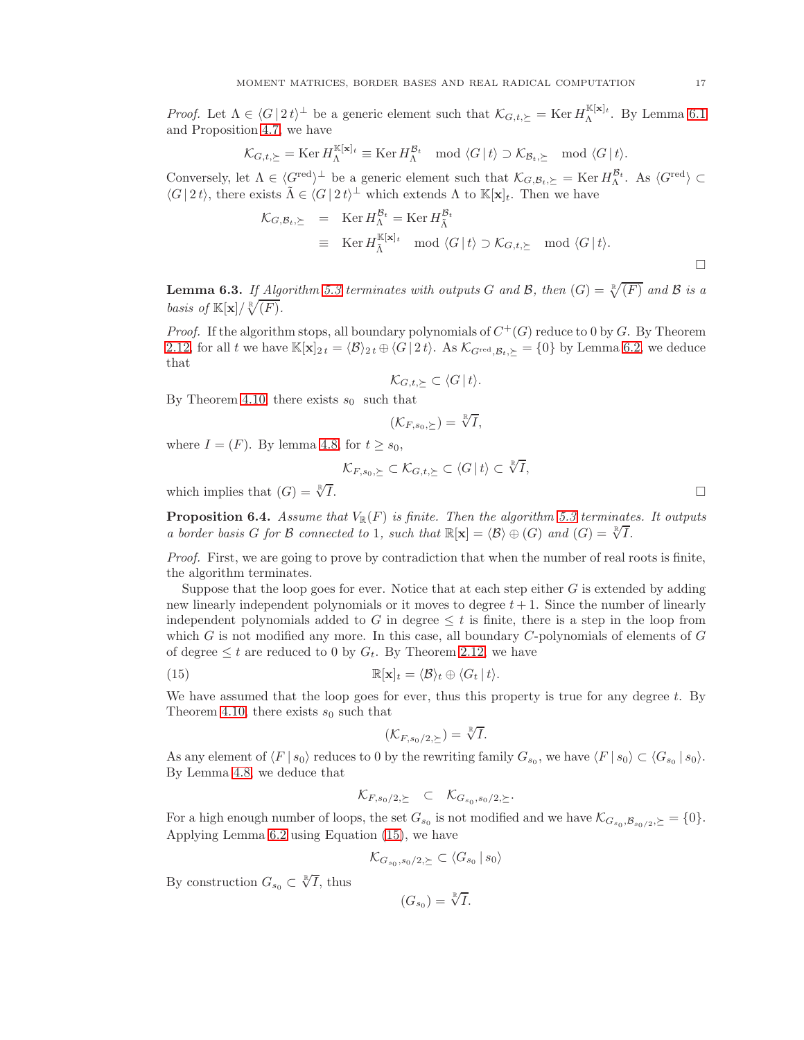*Proof.* Let $\Lambda \in \langle G \,|\, 2\,t\rangle^{\perp}$ be a generic element such that $\mathcal{K}_{G,t,\succeq} = \operatorname{Ker} H_{\Lambda}^{\mathbb{K}[\mathbf{x}]_t}$. By Lemma 6.1 and Proposition 4.7, we have

$$\mathcal{K}_{G,t,\succeq} = \operatorname{Ker} H_{\Lambda}^{\mathbb{K}[\mathbf{x}]_t} \equiv \operatorname{Ker} H_{\Lambda}^{\mathcal{B}_t} \mod \langle G \,|\, t\rangle \supset \mathcal{K}_{\mathcal{B}_t,\succeq} \mod \langle G \,|\, t\rangle.$$

Conversely, let $\Lambda \in \langle G^{\mathrm{red}}\rangle^{\perp}$ be a generic element such that $\mathcal{K}_{G,\mathcal{B}_t,\succeq} = \operatorname{Ker} H_{\Lambda}^{\mathcal{B}_t}$. As $\langle G^{\mathrm{red}}\rangle \subset \langle G \,|\, 2\,t\rangle$, there exists $\tilde{\Lambda} \in \langle G \,|\, 2\,t\rangle^{\perp}$ which extends $\Lambda$ to $\mathbb{K}[\mathbf{x}]_t$. Then we have

$$\begin{aligned}
\mathcal{K}_{G,\mathcal{B}_t,\succeq} &= \operatorname{Ker} H_{\Lambda}^{\mathcal{B}_t} = \operatorname{Ker} H_{\tilde{\Lambda}}^{\mathcal{B}_t} \\
&\equiv \operatorname{Ker} H_{\tilde{\Lambda}}^{\mathbb{K}[\mathbf{x}]_t} \mod \langle G \,|\, t\rangle \supset \mathcal{K}_{G,t,\succeq} \mod \langle G \,|\, t\rangle.
\end{aligned}$$

$\square$

**Lemma 6.3.** *If Algorithm 5.3 terminates with outputs $G$ and $\mathcal{B}$, then $(G) = \sqrt[\mathbb{R}]{(F)}$ and $\mathcal{B}$ is a basis of $\mathbb{K}[\mathbf{x}]/\sqrt[\mathbb{R}]{(F)}$.*

*Proof.* If the algorithm stops, all boundary polynomials of $C^{+}(G)$ reduce to 0 by $G$. By Theorem 2.12, for all $t$ we have $\mathbb{K}[\mathbf{x}]_{2\,t} = \langle \mathcal{B}\rangle_{2\,t} \oplus \langle G \,|\, 2\,t\rangle$. As $\mathcal{K}_{G^{\mathrm{red}},\mathcal{B}_t,\succeq} = \{0\}$ by Lemma 6.2, we deduce that

$$\mathcal{K}_{G,t,\succeq} \subset \langle G \,|\, t\rangle.$$

By Theorem 4.10, there exists $s_0$ such that

$$(\mathcal{K}_{F,s_0,\succeq}) = \sqrt[\mathbb{R}]{I},$$

where $I = (F)$. By lemma 4.8, for $t \geq s_0$,

$$\mathcal{K}_{F,s_0,\succeq} \subset \mathcal{K}_{G,t,\succeq} \subset \langle G \,|\, t\rangle \subset \sqrt[\mathbb{R}]{I},$$

which implies that $(G) = \sqrt[\mathbb{R}]{I}$. $\square$

**Proposition 6.4.** *Assume that $V_{\mathbb{R}}(F)$ is finite. Then the algorithm 5.3 terminates. It outputs a border basis $G$ for $\mathcal{B}$ connected to 1, such that $\mathbb{R}[\mathbf{x}] = \langle \mathcal{B}\rangle \oplus (G)$ and $(G) = \sqrt[\mathbb{R}]{I}$.*

*Proof.* First, we are going to prove by contradiction that when the number of real roots is finite, the algorithm terminates.

Suppose that the loop goes for ever. Notice that at each step either $G$ is extended by adding new linearly independent polynomials or it moves to degree $t+1$. Since the number of linearly independent polynomials added to $G$ in degree $\leq t$ is finite, there is a step in the loop from which $G$ is not modified any more. In this case, all boundary $C$-polynomials of elements of $G$ of degree $\leq t$ are reduced to 0 by $G_t$. By Theorem 2.12, we have

$$\mathbb{R}[\mathbf{x}]_t = \langle \mathcal{B}\rangle_t \oplus \langle G_t \,|\, t\rangle. \tag{15}$$

We have assumed that the loop goes for ever, thus this property is true for any degree $t$. By Theorem 4.10, there exists $s_0$ such that

$$(\mathcal{K}_{F,s_0/2,\succeq}) = \sqrt[\mathbb{R}]{I}.$$

As any element of $\langle F \,|\, s_0\rangle$ reduces to 0 by the rewriting family $G_{s_0}$, we have $\langle F \,|\, s_0\rangle \subset \langle G_{s_0} \,|\, s_0\rangle$. By Lemma 4.8, we deduce that

$$\mathcal{K}_{F,s_0/2,\succeq} \quad \subset \quad \mathcal{K}_{G_{s_0},s_0/2,\succeq}.$$

For a high enough number of loops, the set $G_{s_0}$ is not modified and we have $\mathcal{K}_{G_{s_0},\mathcal{B}_{s_0/2},\succeq} = \{0\}$. Applying Lemma 6.2 using Equation (15), we have

$$\mathcal{K}_{G_{s_0},s_0/2,\succeq} \subset \langle G_{s_0} \,|\, s_0\rangle$$

By construction $G_{s_0} \subset \sqrt[\mathbb{R}]{I}$, thus

$$(G_{s_0}) = \sqrt[\mathbb{R}]{I}.$$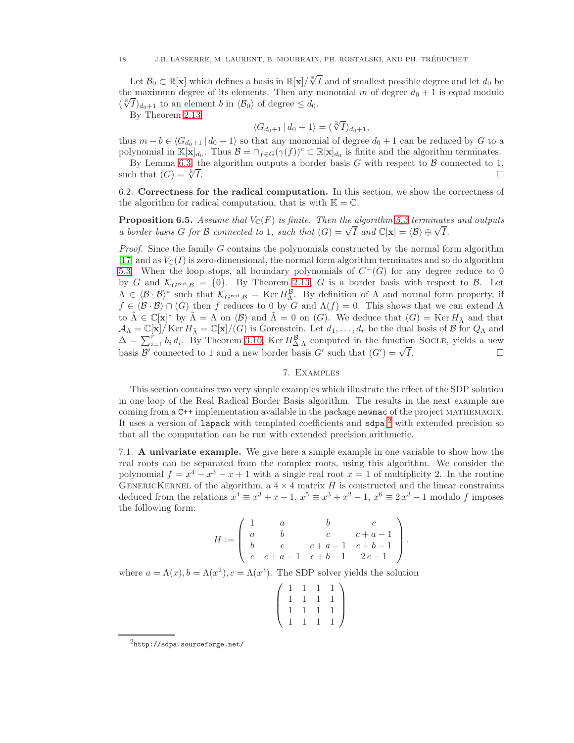Let $\mathcal{B}_0 \subset \mathbb{R}[\mathbf{x}]$ which defines a basis in $\mathbb{R}[\mathbf{x}]/\sqrt[\mathbb{R}]{I}$ and of smallest possible degree and let $d_0$ be the maximum degree of its elements. Then any monomial $m$ of degree $d_0+1$ is equal modulo $(\sqrt[\mathbb{R}]{I})_{d_0+1}$ to an element $b$ in $\langle \mathcal{B}_0 \rangle$ of degree $\leq d_0$.

By Theorem 2.13,

$$\langle G_{d_0+1} \,|\, d_0+1 \rangle = (\sqrt[\mathbb{R}]{I})_{d_0+1},$$

thus $m - b \in \langle G_{d_0+1} \,|\, d_0+1 \rangle$ so that any monomial of degree $d_0+1$ can be reduced by $G$ to a polynomial in $\mathbb{K}[\mathbf{x}]_{d_0}$. Thus $\mathcal{B} = \cap_{f \in G}(\gamma(f))^c \subset \mathbb{R}[\mathbf{x}]_{d_0}$ is finite and the algorithm terminates.

By Lemma 6.3, the algorithm outputs a border basis $G$ with respect to $\mathcal{B}$ connected to 1, such that $(G) = \sqrt[\mathbb{R}]{I}$. □

6.2. **Correctness for the radical computation.** In this section, we show the correctness of the algorithm for radical computation, that is with $\mathbb{K} = \mathbb{C}$.

**Proposition 6.5.** *Assume that $V_{\mathbb{C}}(F)$ is finite. Then the algorithm 5.3 terminates and outputs a border basis $G$ for $\mathcal{B}$ connected to 1, such that $(G) = \sqrt{I}$ and $\mathbb{C}[\mathbf{x}] = \langle \mathcal{B} \rangle \oplus \sqrt{I}$.*

*Proof.* Since the family $G$ contains the polynomials constructed by the normal form algorithm [17] and as $V_{\mathbb{C}}(I)$ is zero-dimensional, the normal form algorithm terminates and so do algorithm 5.3. When the loop stops, all boundary polynomials of $C^+(G)$ for any degree reduce to 0 by $G$ and $\mathcal{K}_{G^{\text{red}},\mathcal{B}} = \{0\}$. By Theorem 2.13, $G$ is a border basis with respect to $\mathcal{B}$. Let $\Lambda \in \langle \mathcal{B} \cdot \mathcal{B} \rangle^*$ such that $\mathcal{K}_{G^{\text{red}},\mathcal{B}} = \operatorname{Ker} H_{\Lambda}^{\mathcal{B}}$. By definition of $\Lambda$ and normal form property, if $f \in \langle \mathcal{B} \cdot \mathcal{B} \rangle \cap (G)$ then $f$ reduces to 0 by $G$ and $\Lambda(f) = 0$. This shows that we can extend $\Lambda$ to $\tilde{\Lambda} \in \mathbb{C}[\mathbf{x}]^*$ by $\tilde{\Lambda} = \Lambda$ on $\langle \mathcal{B} \rangle$ and $\tilde{\Lambda} = 0$ on $(G)$. We deduce that $(G) = \operatorname{Ker} H_{\tilde{\Lambda}}$ and that $\mathcal{A}_{\Lambda} = \mathbb{C}[\mathbf{x}]/\operatorname{Ker} H_{\tilde{\Lambda}} = \mathbb{C}[\mathbf{x}]/(G)$ is Gorenstein. Let $d_1, \ldots, d_r$ be the dual basis of $\mathcal{B}$ for $Q_{\Lambda}$ and $\Delta = \sum_{i=1}^{r} b_i\, d_i$. By Theorem 3.10, $\operatorname{Ker} H_{\Delta \cdot \Lambda}^{\mathcal{B}}$ computed in the function SOCLE, yields a new basis $\mathcal{B}'$ connected to 1 and a new border basis $G'$ such that $(G') = \sqrt{I}$. □

## 7. Examples

This section contains two very simple examples which illustrate the effect of the SDP solution in one loop of the Real Radical Border Basis algorithm. The results in the next example are coming from a `C++` implementation available in the package `newmac` of the project MATHEMAGIX. It uses a version of `lapack` with templated coefficients and `sdpa` [2] with extended precision so that all the computation can be run with extended precision arithmetic.

7.1. **A univariate example.** We give here a simple example in one variable to show how the real roots can be separated from the complex roots, using this algorithm. We consider the polynomial $f = x^4 - x^3 - x + 1$ with a single real root $x = 1$ of multiplicity 2. In the routine GENERICKERNEL of the algorithm, a $4 \times 4$ matrix $H$ is constructed and the linear constraints deduced from the relations $x^4 \equiv x^3 + x - 1$, $x^5 \equiv x^3 + x^2 - 1$, $x^6 \equiv 2\,x^3 - 1$ modulo $f$ imposes the following form:

$$H := \begin{pmatrix} 1 & a & b & c \\ a & b & c & c+a-1 \\ b & c & c+a-1 & c+b-1 \\ c & c+a-1 & c+b-1 & 2\,c-1 \end{pmatrix}.$$

where $a = \Lambda(x), b = \Lambda(x^2), c = \Lambda(x^3)$. The SDP solver yields the solution

$$\begin{pmatrix} 1 & 1 & 1 & 1 \\ 1 & 1 & 1 & 1 \\ 1 & 1 & 1 & 1 \\ 1 & 1 & 1 & 1 \end{pmatrix}$$

[2] http://sdpa.sourceforge.net/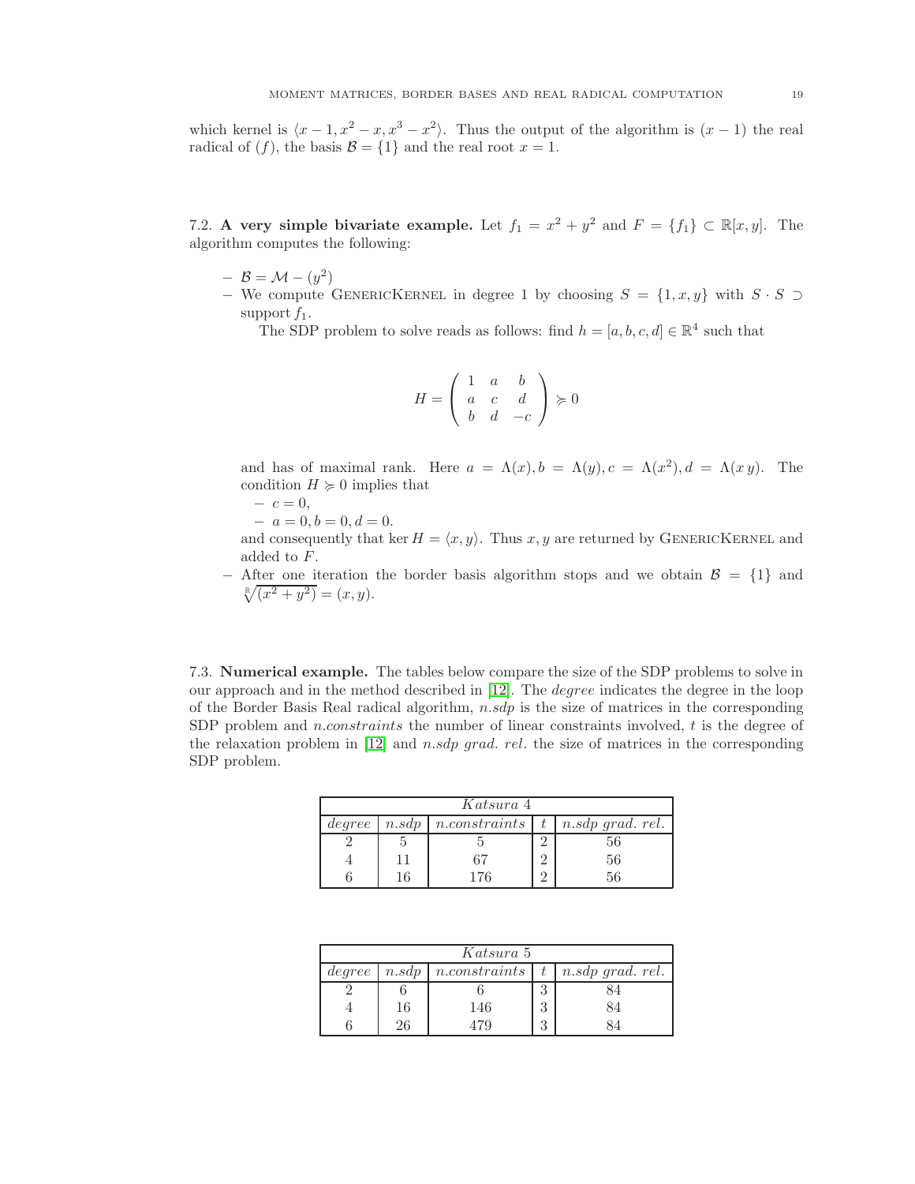which kernel is $\langle x-1, x^2-x, x^3-x^2\rangle$. Thus the output of the algorithm is $(x-1)$ the real radical of $(f)$, the basis $\mathcal{B}=\{1\}$ and the real root $x=1$.

7.2. **A very simple bivariate example.** Let $f_1 = x^2 + y^2$ and $F = \{f_1\} \subset \mathbb{R}[x,y]$. The algorithm computes the following:

– $\mathcal{B} = \mathcal{M} - (y^2)$

– We compute GenericKernel in degree 1 by choosing $S = \{1, x, y\}$ with $S \cdot S \supset$ support $f_1$.

The SDP problem to solve reads as follows: find $h = [a, b, c, d] \in \mathbb{R}^4$ such that

$$H = \begin{pmatrix} 1 & a & b \\ a & c & d \\ b & d & -c \end{pmatrix} \succcurlyeq 0$$

and has of maximal rank. Here $a = \Lambda(x), b = \Lambda(y), c = \Lambda(x^2), d = \Lambda(x\,y)$. The condition $H \succcurlyeq 0$ implies that

– $c = 0$,

– $a = 0, b = 0, d = 0$.

and consequently that $\ker H = \langle x, y\rangle$. Thus $x, y$ are returned by GenericKernel and added to $F$.

– After one iteration the border basis algorithm stops and we obtain $\mathcal{B} = \{1\}$ and $\sqrt[\mathbb{R}]{(x^2+y^2)} = (x, y)$.

7.3. **Numerical example.** The tables below compare the size of the SDP problems to solve in our approach and in the method described in [12]. The *degree* indicates the degree in the loop of the Border Basis Real radical algorithm, *n.sdp* is the size of matrices in the corresponding SDP problem and *n.constraints* the number of linear constraints involved, $t$ is the degree of the relaxation problem in [12] and *n.sdp grad. rel.* the size of matrices in the corresponding SDP problem.

| *Katsura 4* | | | | |
|---|---|---|---|---|
| *degree* | *n.sdp* | *n.constraints* | $t$ | *n.sdp grad. rel.* |
| 2 | 5 | 5 | 2 | 56 |
| 4 | 11 | 67 | 2 | 56 |
| 6 | 16 | 176 | 2 | 56 |

| *Katsura 5* | | | | |
|---|---|---|---|---|
| *degree* | *n.sdp* | *n.constraints* | $t$ | *n.sdp grad. rel.* |
| 2 | 6 | 6 | 3 | 84 |
| 4 | 16 | 146 | 3 | 84 |
| 6 | 26 | 479 | 3 | 84 |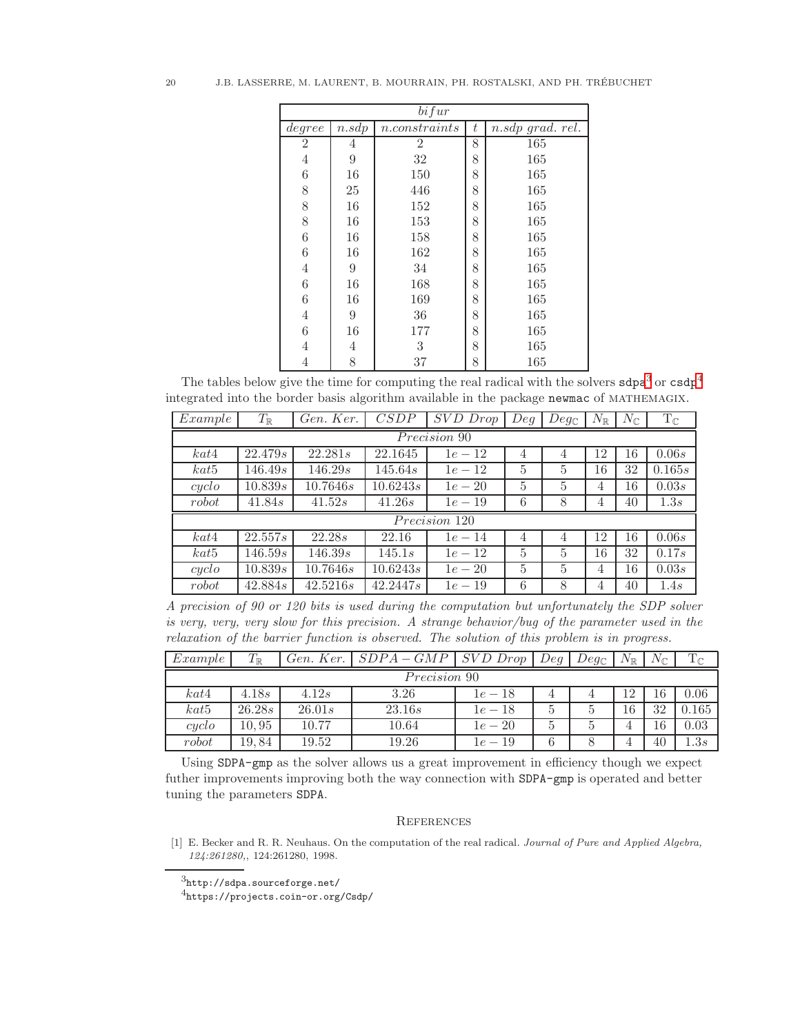| *bifur* | | | | |
|---|---|---|---|---|
| *degree* | *n.sdp* | *n.constraints* | *t* | *n.sdp grad. rel.* |
| 2 | 4 | 2 | 8 | 165 |
| 4 | 9 | 32 | 8 | 165 |
| 6 | 16 | 150 | 8 | 165 |
| 8 | 25 | 446 | 8 | 165 |
| 8 | 16 | 152 | 8 | 165 |
| 8 | 16 | 153 | 8 | 165 |
| 6 | 16 | 158 | 8 | 165 |
| 6 | 16 | 162 | 8 | 165 |
| 4 | 9 | 34 | 8 | 165 |
| 6 | 16 | 168 | 8 | 165 |
| 6 | 16 | 169 | 8 | 165 |
| 4 | 9 | 36 | 8 | 165 |
| 6 | 16 | 177 | 8 | 165 |
| 4 | 4 | 3 | 8 | 165 |
| 4 | 8 | 37 | 8 | 165 |

The tables below give the time for computing the real radical with the solvers `sdpa`[3] or `csdp`[4] integrated into the border basis algorithm available in the package `newmac` of MATHEMAGIX.

| *Example* | $T_{\mathbb{R}}$ | *Gen. Ker.* | *CSDP* | *SVD Drop* | *Deg* | $Deg_{\mathbb{C}}$ | $N_{\mathbb{R}}$ | $N_{\mathbb{C}}$ | $T_{\mathbb{C}}$ |
|---|---|---|---|---|---|---|---|---|---|
| *Precision* 90 | | | | | | | | | |
| *kat*4 | 22.479*s* | 22.281*s* | 22.1645 | $1e-12$ | 4 | 4 | 12 | 16 | 0.06*s* |
| *kat*5 | 146.49*s* | 146.29*s* | 145.64*s* | $1e-12$ | 5 | 5 | 16 | 32 | 0.165*s* |
| *cyclo* | 10.839*s* | 10.7646*s* | 10.6243*s* | $1e-20$ | 5 | 5 | 4 | 16 | 0.03*s* |
| *robot* | 41.84*s* | 41.52*s* | 41.26*s* | $1e-19$ | 6 | 8 | 4 | 40 | 1.3*s* |
| *Precision* 120 | | | | | | | | | |
| *kat*4 | 22.557*s* | 22.28*s* | 22.16 | $1e-14$ | 4 | 4 | 12 | 16 | 0.06*s* |
| *kat*5 | 146.59*s* | 146.39*s* | 145.1*s* | $1e-12$ | 5 | 5 | 16 | 32 | 0.17*s* |
| *cyclo* | 10.839*s* | 10.7646*s* | 10.6243*s* | $1e-20$ | 5 | 5 | 4 | 16 | 0.03*s* |
| *robot* | 42.884*s* | 42.5216*s* | 42.2447*s* | $1e-19$ | 6 | 8 | 4 | 40 | 1.4*s* |

*A precision of 90 or 120 bits is used during the computation but unfortunately the SDP solver is very, very, very slow for this precision. A strange behavior/bug of the parameter used in the relaxation of the barrier function is observed. The solution of this problem is in progress.*

| *Example* | $T_{\mathbb{R}}$ | *Gen. Ker.* | *SDPA − GMP* | *SVD Drop* | *Deg* | $Deg_{\mathbb{C}}$ | $N_{\mathbb{R}}$ | $N_{\mathbb{C}}$ | $T_{\mathbb{C}}$ |
|---|---|---|---|---|---|---|---|---|---|
| *Precision* 90 | | | | | | | | | |
| *kat*4 | 4.18*s* | 4.12*s* | 3.26 | $1e-18$ | 4 | 4 | 12 | 16 | 0.06 |
| *kat*5 | 26.28*s* | 26.01*s* | 23.16*s* | $1e-18$ | 5 | 5 | 16 | 32 | 0.165 |
| *cyclo* | 10, 95 | 10.77 | 10.64 | $1e-20$ | 5 | 5 | 4 | 16 | 0.03 |
| *robot* | 19, 84 | 19.52 | 19.26 | $1e-19$ | 6 | 8 | 4 | 40 | 1.3*s* |

Using `SDPA-gmp` as the solver allows us a great improvement in efficiency though we expect futher improvements improving both the way connection with `SDPA-gmp` is operated and better tuning the parameters `SDPA`.

## References

[1] E. Becker and R. R. Neuhaus. On the computation of the real radical. *Journal of Pure and Applied Algebra, 124:261280,*, 124:261280, 1998.

---

[3] `http://sdpa.sourceforge.net/`

[4] `https://projects.coin-or.org/Csdp/`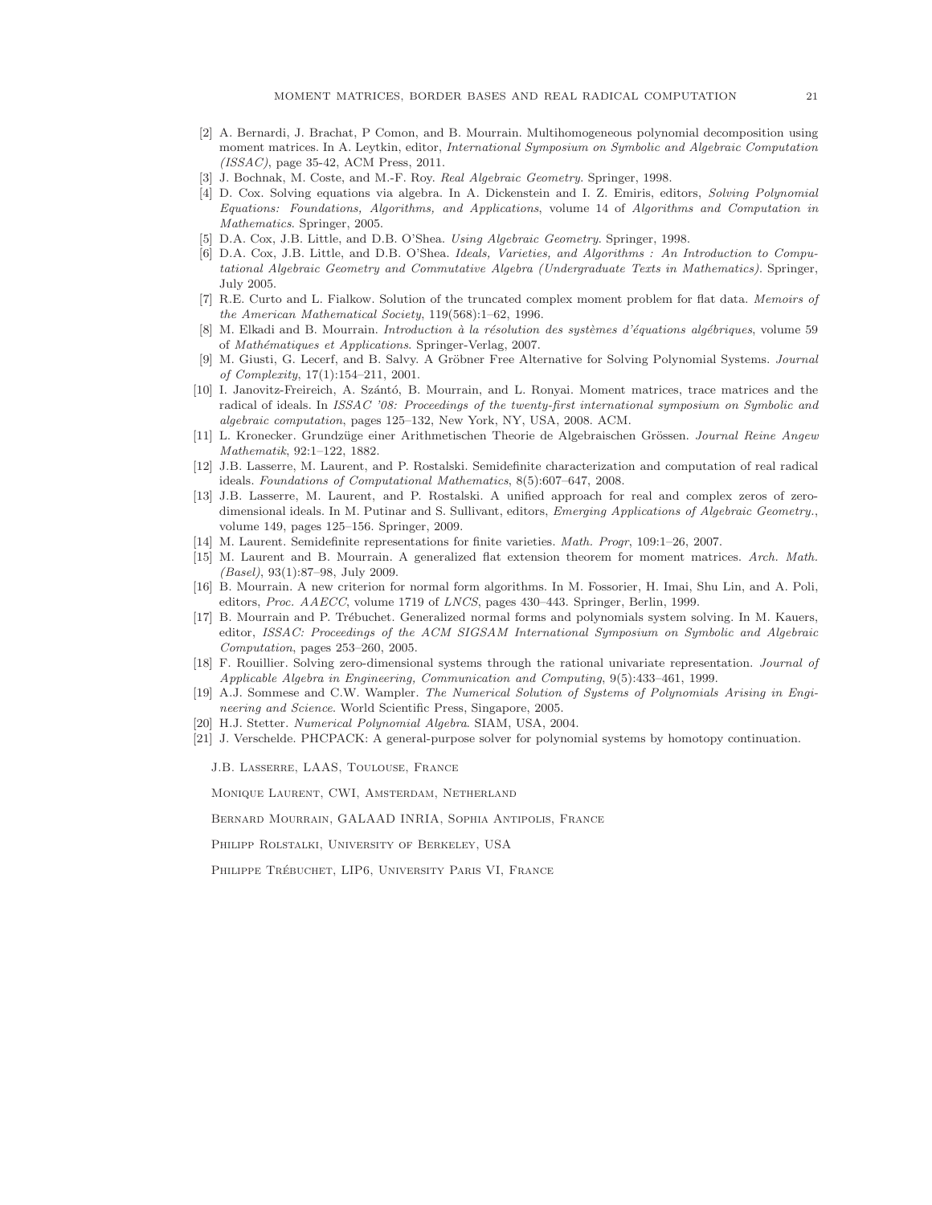[2] A. Bernardi, J. Brachat, P Comon, and B. Mourrain. Multihomogeneous polynomial decomposition using moment matrices. In A. Leytkin, editor, *International Symposium on Symbolic and Algebraic Computation (ISSAC)*, page 35-42, ACM Press, 2011.

[3] J. Bochnak, M. Coste, and M.-F. Roy. *Real Algebraic Geometry*. Springer, 1998.

[4] D. Cox. Solving equations via algebra. In A. Dickenstein and I. Z. Emiris, editors, *Solving Polynomial Equations: Foundations, Algorithms, and Applications*, volume 14 of *Algorithms and Computation in Mathematics*. Springer, 2005.

[5] D.A. Cox, J.B. Little, and D.B. O'Shea. *Using Algebraic Geometry*. Springer, 1998.

[6] D.A. Cox, J.B. Little, and D.B. O'Shea. *Ideals, Varieties, and Algorithms : An Introduction to Computational Algebraic Geometry and Commutative Algebra (Undergraduate Texts in Mathematics)*. Springer, July 2005.

[7] R.E. Curto and L. Fialkow. Solution of the truncated complex moment problem for flat data. *Memoirs of the American Mathematical Society*, 119(568):1–62, 1996.

[8] M. Elkadi and B. Mourrain. *Introduction à la résolution des systèmes d'équations algébriques*, volume 59 of *Mathématiques et Applications*. Springer-Verlag, 2007.

[9] M. Giusti, G. Lecerf, and B. Salvy. A Gröbner Free Alternative for Solving Polynomial Systems. *Journal of Complexity*, 17(1):154–211, 2001.

[10] I. Janovitz-Freireich, A. Szántó, B. Mourrain, and L. Ronyai. Moment matrices, trace matrices and the radical of ideals. In *ISSAC '08: Proceedings of the twenty-first international symposium on Symbolic and algebraic computation*, pages 125–132, New York, NY, USA, 2008. ACM.

[11] L. Kronecker. Grundzüge einer Arithmetischen Theorie de Algebraischen Grössen. *Journal Reine Angew Mathematik*, 92:1–122, 1882.

[12] J.B. Lasserre, M. Laurent, and P. Rostalski. Semidefinite characterization and computation of real radical ideals. *Foundations of Computational Mathematics*, 8(5):607–647, 2008.

[13] J.B. Lasserre, M. Laurent, and P. Rostalski. A unified approach for real and complex zeros of zero-dimensional ideals. In M. Putinar and S. Sullivant, editors, *Emerging Applications of Algebraic Geometry.*, volume 149, pages 125–156. Springer, 2009.

[14] M. Laurent. Semidefinite representations for finite varieties. *Math. Progr*, 109:1–26, 2007.

[15] M. Laurent and B. Mourrain. A generalized flat extension theorem for moment matrices. *Arch. Math. (Basel)*, 93(1):87–98, July 2009.

[16] B. Mourrain. A new criterion for normal form algorithms. In M. Fossorier, H. Imai, Shu Lin, and A. Poli, editors, *Proc. AAECC*, volume 1719 of *LNCS*, pages 430–443. Springer, Berlin, 1999.

[17] B. Mourrain and P. Trébuchet. Generalized normal forms and polynomials system solving. In M. Kauers, editor, *ISSAC: Proceedings of the ACM SIGSAM International Symposium on Symbolic and Algebraic Computation*, pages 253–260, 2005.

[18] F. Rouillier. Solving zero-dimensional systems through the rational univariate representation. *Journal of Applicable Algebra in Engineering, Communication and Computing*, 9(5):433–461, 1999.

[19] A.J. Sommese and C.W. Wampler. *The Numerical Solution of Systems of Polynomials Arising in Engineering and Science*. World Scientific Press, Singapore, 2005.

[20] H.J. Stetter. *Numerical Polynomial Algebra*. SIAM, USA, 2004.

[21] J. Verschelde. PHCPACK: A general-purpose solver for polynomial systems by homotopy continuation.

J.B. Lasserre, LAAS, Toulouse, France

Monique Laurent, CWI, Amsterdam, Netherland

Bernard Mourrain, GALAAD INRIA, Sophia Antipolis, France

Philipp Rolstalki, University of Berkeley, USA

Philippe Trébuchet, LIP6, University Paris VI, France